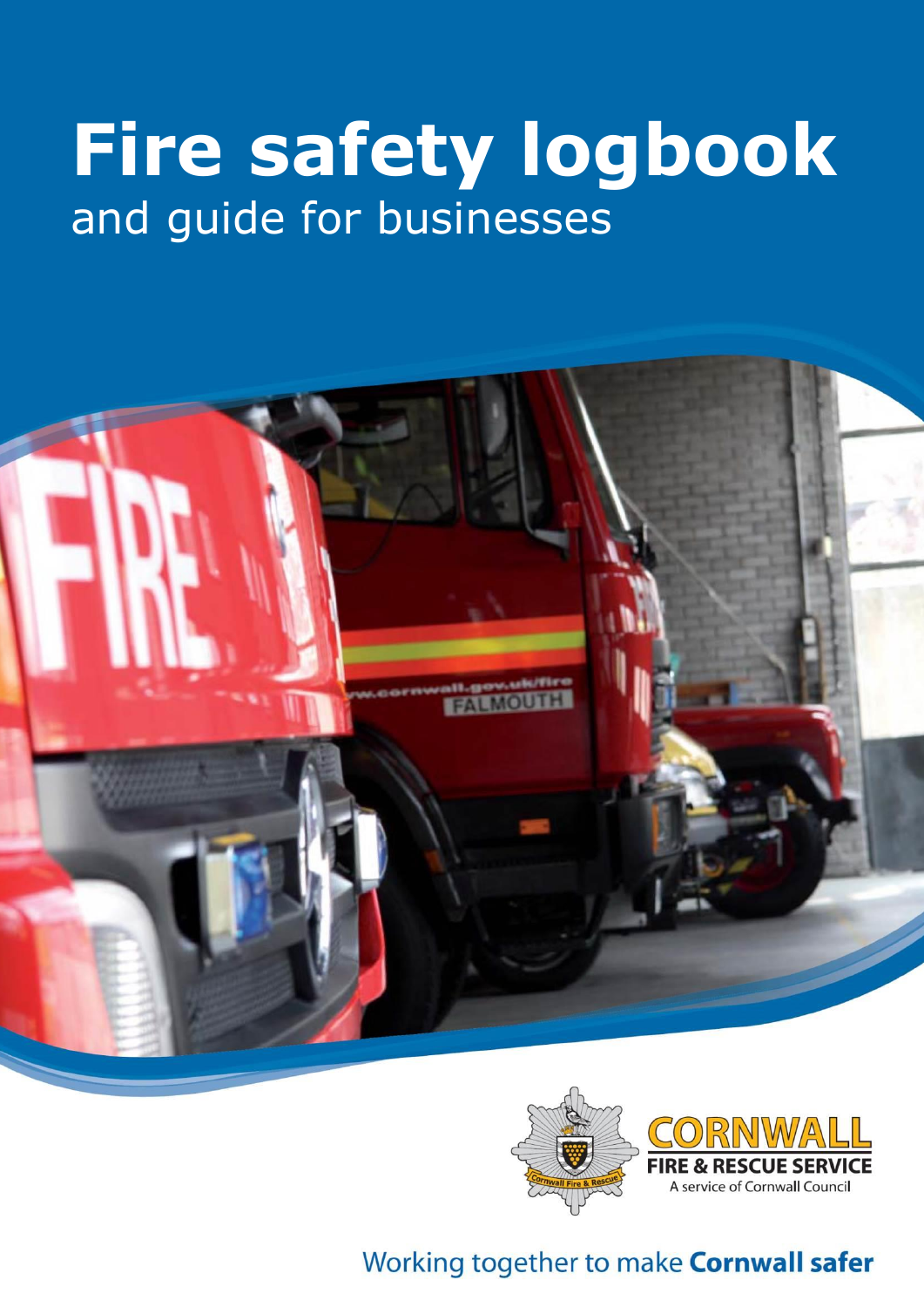# Fire safety logbook

and guide for businesses

CORNWALL
FIRE & RESCUE SERVICE
A service of Cornwall Council

Working together to make **Cornwall safer**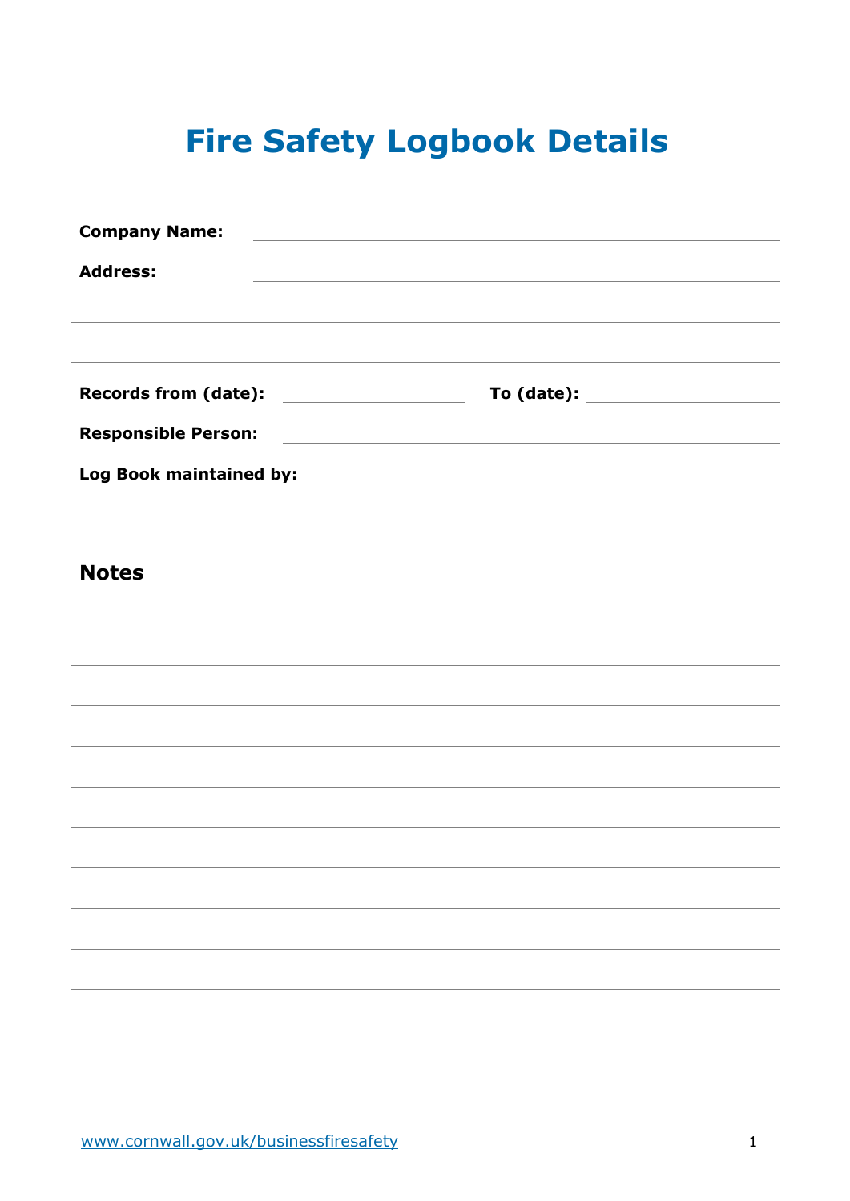# Fire Safety Logbook Details

**Company Name:** ______________________________

**Address:** ______________________________

______________________________

______________________________

**Records from (date):** ______________ **To (date):** ______________

**Responsible Person:** ______________________________

**Log Book maintained by:** ______________________________

## Notes

______________________________

______________________________

______________________________

______________________________

______________________________

______________________________

______________________________

______________________________

______________________________

______________________________

______________________________

______________________________

www.cornwall.gov.uk/businessfiresafety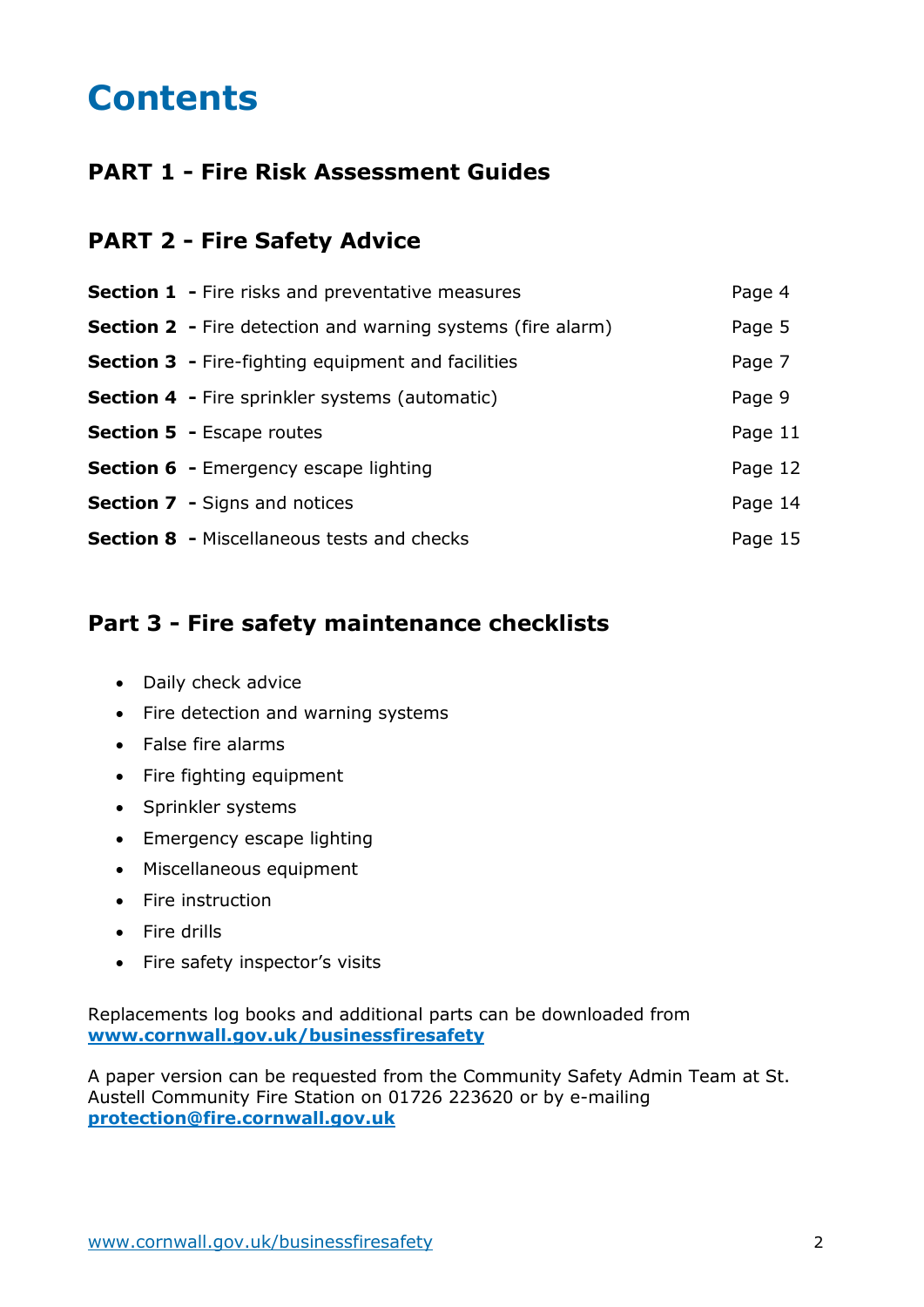# Contents

## PART 1 - Fire Risk Assessment Guides

## PART 2 - Fire Safety Advice

| | |
|---|---|
| **Section 1 -** Fire risks and preventative measures | Page 4 |
| **Section 2 -** Fire detection and warning systems (fire alarm) | Page 5 |
| **Section 3 -** Fire-fighting equipment and facilities | Page 7 |
| **Section 4 -** Fire sprinkler systems (automatic) | Page 9 |
| **Section 5 -** Escape routes | Page 11 |
| **Section 6 -** Emergency escape lighting | Page 12 |
| **Section 7 -** Signs and notices | Page 14 |
| **Section 8 -** Miscellaneous tests and checks | Page 15 |

## Part 3 - Fire safety maintenance checklists

- Daily check advice
- Fire detection and warning systems
- False fire alarms
- Fire fighting equipment
- Sprinkler systems
- Emergency escape lighting
- Miscellaneous equipment
- Fire instruction
- Fire drills
- Fire safety inspector's visits

Replacements log books and additional parts can be downloaded from **www.cornwall.gov.uk/businessfiresafety**

A paper version can be requested from the Community Safety Admin Team at St. Austell Community Fire Station on 01726 223620 or by e-mailing **protection@fire.cornwall.gov.uk**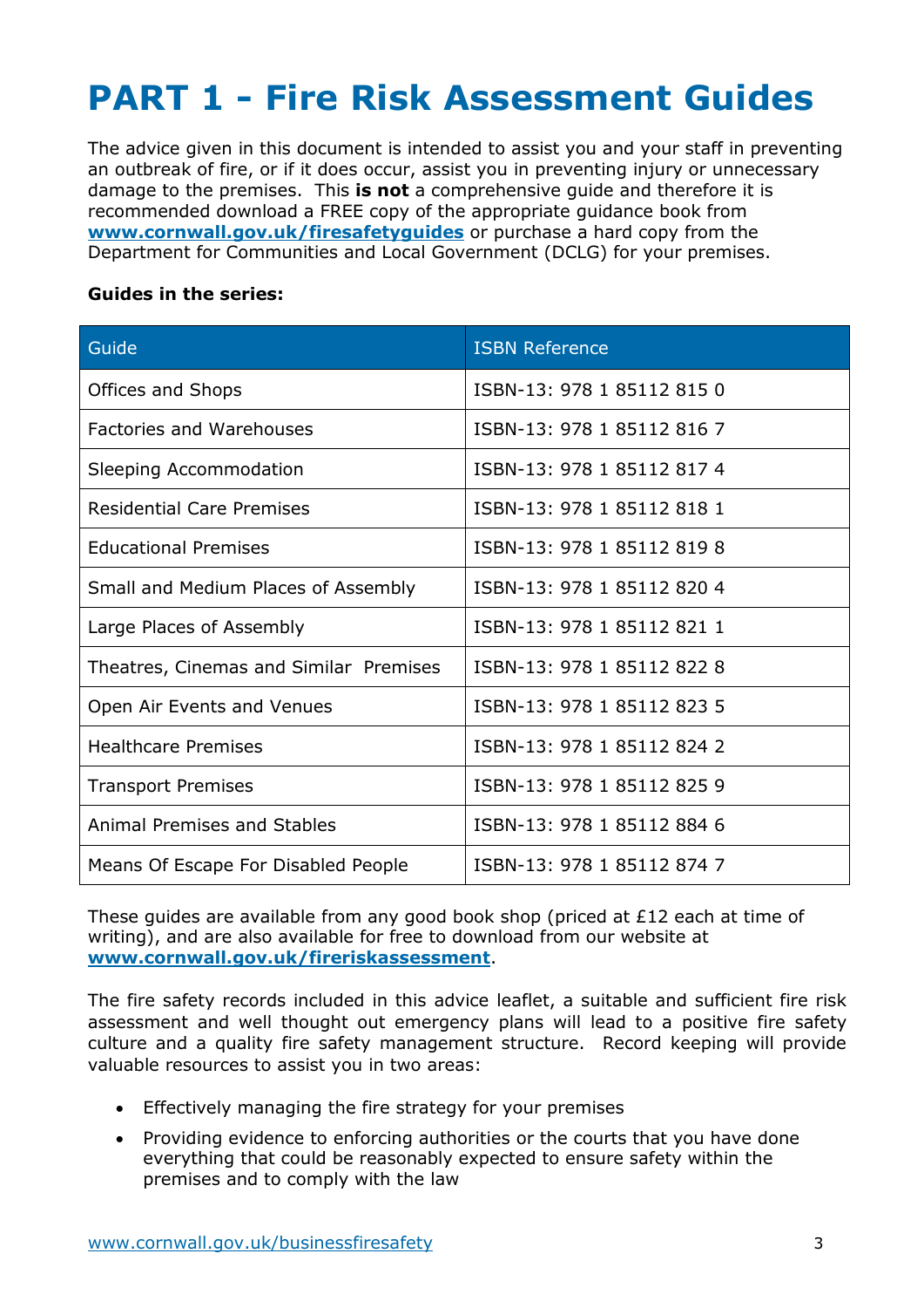# PART 1 - Fire Risk Assessment Guides

The advice given in this document is intended to assist you and your staff in preventing an outbreak of fire, or if it does occur, assist you in preventing injury or unnecessary damage to the premises. This **is not** a comprehensive guide and therefore it is recommended download a FREE copy of the appropriate guidance book from **www.cornwall.gov.uk/firesafetyguides** or purchase a hard copy from the Department for Communities and Local Government (DCLG) for your premises.

**Guides in the series:**

| Guide | ISBN Reference |
|---|---|
| Offices and Shops | ISBN-13: 978 1 85112 815 0 |
| Factories and Warehouses | ISBN-13: 978 1 85112 816 7 |
| Sleeping Accommodation | ISBN-13: 978 1 85112 817 4 |
| Residential Care Premises | ISBN-13: 978 1 85112 818 1 |
| Educational Premises | ISBN-13: 978 1 85112 819 8 |
| Small and Medium Places of Assembly | ISBN-13: 978 1 85112 820 4 |
| Large Places of Assembly | ISBN-13: 978 1 85112 821 1 |
| Theatres, Cinemas and Similar Premises | ISBN-13: 978 1 85112 822 8 |
| Open Air Events and Venues | ISBN-13: 978 1 85112 823 5 |
| Healthcare Premises | ISBN-13: 978 1 85112 824 2 |
| Transport Premises | ISBN-13: 978 1 85112 825 9 |
| Animal Premises and Stables | ISBN-13: 978 1 85112 884 6 |
| Means Of Escape For Disabled People | ISBN-13: 978 1 85112 874 7 |

These guides are available from any good book shop (priced at £12 each at time of writing), and are also available for free to download from our website at **www.cornwall.gov.uk/fireriskassessment**.

The fire safety records included in this advice leaflet, a suitable and sufficient fire risk assessment and well thought out emergency plans will lead to a positive fire safety culture and a quality fire safety management structure. Record keeping will provide valuable resources to assist you in two areas:

- Effectively managing the fire strategy for your premises
- Providing evidence to enforcing authorities or the courts that you have done everything that could be reasonably expected to ensure safety within the premises and to comply with the law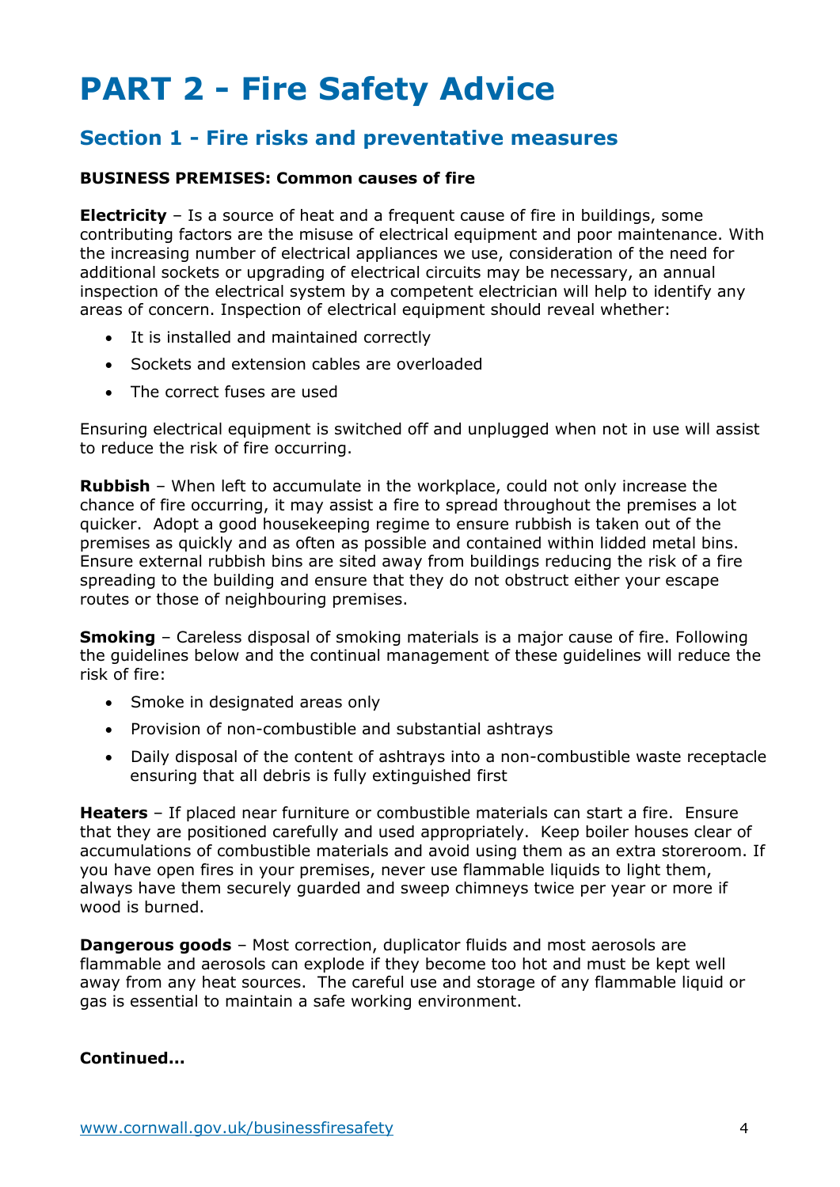# PART 2 - Fire Safety Advice

## Section 1 - Fire risks and preventative measures

**BUSINESS PREMISES: Common causes of fire**

**Electricity** – Is a source of heat and a frequent cause of fire in buildings, some contributing factors are the misuse of electrical equipment and poor maintenance. With the increasing number of electrical appliances we use, consideration of the need for additional sockets or upgrading of electrical circuits may be necessary, an annual inspection of the electrical system by a competent electrician will help to identify any areas of concern. Inspection of electrical equipment should reveal whether:

- It is installed and maintained correctly
- Sockets and extension cables are overloaded
- The correct fuses are used

Ensuring electrical equipment is switched off and unplugged when not in use will assist to reduce the risk of fire occurring.

**Rubbish** – When left to accumulate in the workplace, could not only increase the chance of fire occurring, it may assist a fire to spread throughout the premises a lot quicker. Adopt a good housekeeping regime to ensure rubbish is taken out of the premises as quickly and as often as possible and contained within lidded metal bins. Ensure external rubbish bins are sited away from buildings reducing the risk of a fire spreading to the building and ensure that they do not obstruct either your escape routes or those of neighbouring premises.

**Smoking** – Careless disposal of smoking materials is a major cause of fire. Following the guidelines below and the continual management of these guidelines will reduce the risk of fire:

- Smoke in designated areas only
- Provision of non-combustible and substantial ashtrays
- Daily disposal of the content of ashtrays into a non-combustible waste receptacle ensuring that all debris is fully extinguished first

**Heaters** – If placed near furniture or combustible materials can start a fire. Ensure that they are positioned carefully and used appropriately. Keep boiler houses clear of accumulations of combustible materials and avoid using them as an extra storeroom. If you have open fires in your premises, never use flammable liquids to light them, always have them securely guarded and sweep chimneys twice per year or more if wood is burned.

**Dangerous goods** – Most correction, duplicator fluids and most aerosols are flammable and aerosols can explode if they become too hot and must be kept well away from any heat sources. The careful use and storage of any flammable liquid or gas is essential to maintain a safe working environment.

**Continued…**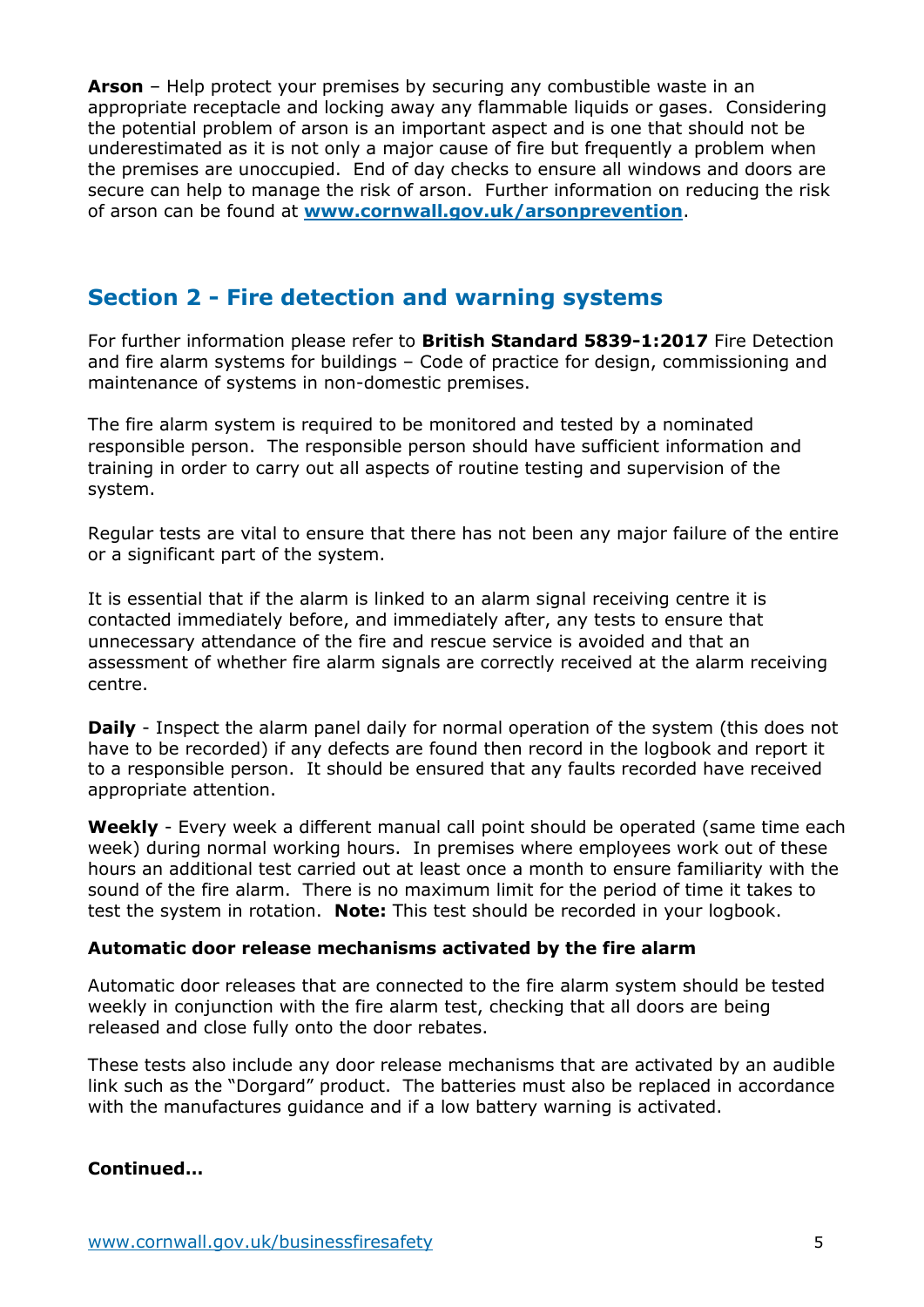**Arson** – Help protect your premises by securing any combustible waste in an appropriate receptacle and locking away any flammable liquids or gases. Considering the potential problem of arson is an important aspect and is one that should not be underestimated as it is not only a major cause of fire but frequently a problem when the premises are unoccupied. End of day checks to ensure all windows and doors are secure can help to manage the risk of arson. Further information on reducing the risk of arson can be found at **[www.cornwall.gov.uk/arsonprevention](http://www.cornwall.gov.uk/arsonprevention)**.

## Section 2 - Fire detection and warning systems

For further information please refer to **British Standard 5839-1:2017** Fire Detection and fire alarm systems for buildings – Code of practice for design, commissioning and maintenance of systems in non-domestic premises.

The fire alarm system is required to be monitored and tested by a nominated responsible person. The responsible person should have sufficient information and training in order to carry out all aspects of routine testing and supervision of the system.

Regular tests are vital to ensure that there has not been any major failure of the entire or a significant part of the system.

It is essential that if the alarm is linked to an alarm signal receiving centre it is contacted immediately before, and immediately after, any tests to ensure that unnecessary attendance of the fire and rescue service is avoided and that an assessment of whether fire alarm signals are correctly received at the alarm receiving centre.

**Daily** - Inspect the alarm panel daily for normal operation of the system (this does not have to be recorded) if any defects are found then record in the logbook and report it to a responsible person. It should be ensured that any faults recorded have received appropriate attention.

**Weekly** - Every week a different manual call point should be operated (same time each week) during normal working hours. In premises where employees work out of these hours an additional test carried out at least once a month to ensure familiarity with the sound of the fire alarm. There is no maximum limit for the period of time it takes to test the system in rotation. **Note:** This test should be recorded in your logbook.

**Automatic door release mechanisms activated by the fire alarm**

Automatic door releases that are connected to the fire alarm system should be tested weekly in conjunction with the fire alarm test, checking that all doors are being released and close fully onto the door rebates.

These tests also include any door release mechanisms that are activated by an audible link such as the "Dorgard" product. The batteries must also be replaced in accordance with the manufactures guidance and if a low battery warning is activated.

**Continued…**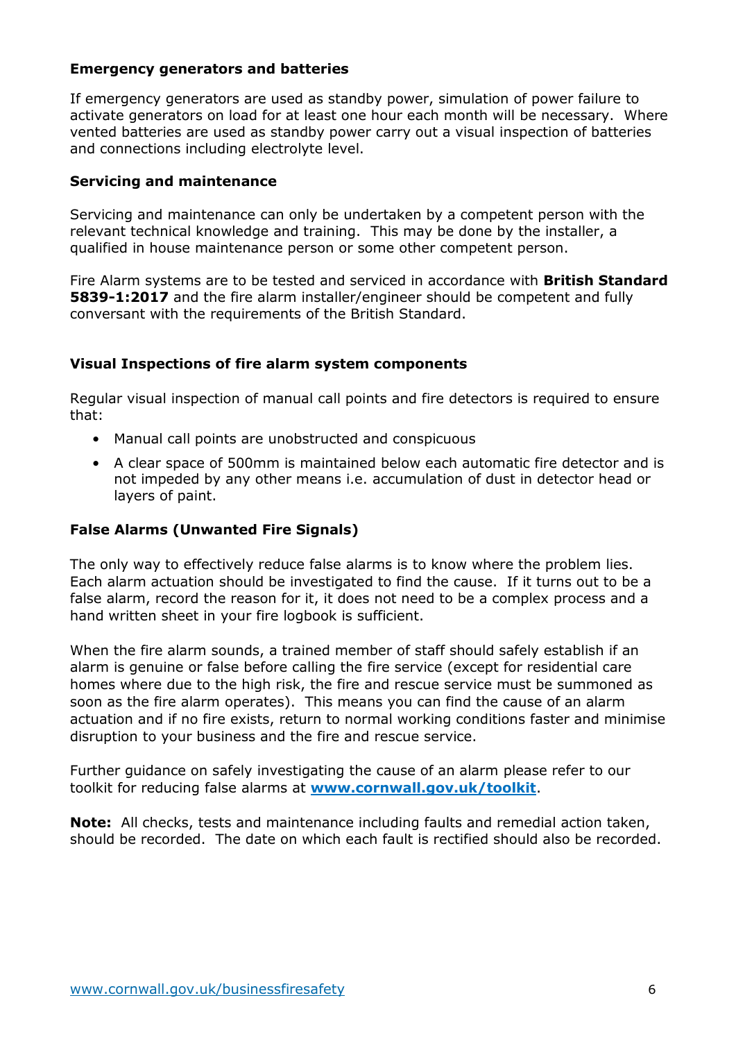**Emergency generators and batteries**

If emergency generators are used as standby power, simulation of power failure to activate generators on load for at least one hour each month will be necessary. Where vented batteries are used as standby power carry out a visual inspection of batteries and connections including electrolyte level.

**Servicing and maintenance**

Servicing and maintenance can only be undertaken by a competent person with the relevant technical knowledge and training. This may be done by the installer, a qualified in house maintenance person or some other competent person.

Fire Alarm systems are to be tested and serviced in accordance with **British Standard 5839-1:2017** and the fire alarm installer/engineer should be competent and fully conversant with the requirements of the British Standard.

**Visual Inspections of fire alarm system components**

Regular visual inspection of manual call points and fire detectors is required to ensure that:

- Manual call points are unobstructed and conspicuous
- A clear space of 500mm is maintained below each automatic fire detector and is not impeded by any other means i.e. accumulation of dust in detector head or layers of paint.

**False Alarms (Unwanted Fire Signals)**

The only way to effectively reduce false alarms is to know where the problem lies. Each alarm actuation should be investigated to find the cause. If it turns out to be a false alarm, record the reason for it, it does not need to be a complex process and a hand written sheet in your fire logbook is sufficient.

When the fire alarm sounds, a trained member of staff should safely establish if an alarm is genuine or false before calling the fire service (except for residential care homes where due to the high risk, the fire and rescue service must be summoned as soon as the fire alarm operates). This means you can find the cause of an alarm actuation and if no fire exists, return to normal working conditions faster and minimise disruption to your business and the fire and rescue service.

Further guidance on safely investigating the cause of an alarm please refer to our toolkit for reducing false alarms at **[www.cornwall.gov.uk/toolkit](http://www.cornwall.gov.uk/toolkit)**.

**Note:** All checks, tests and maintenance including faults and remedial action taken, should be recorded. The date on which each fault is rectified should also be recorded.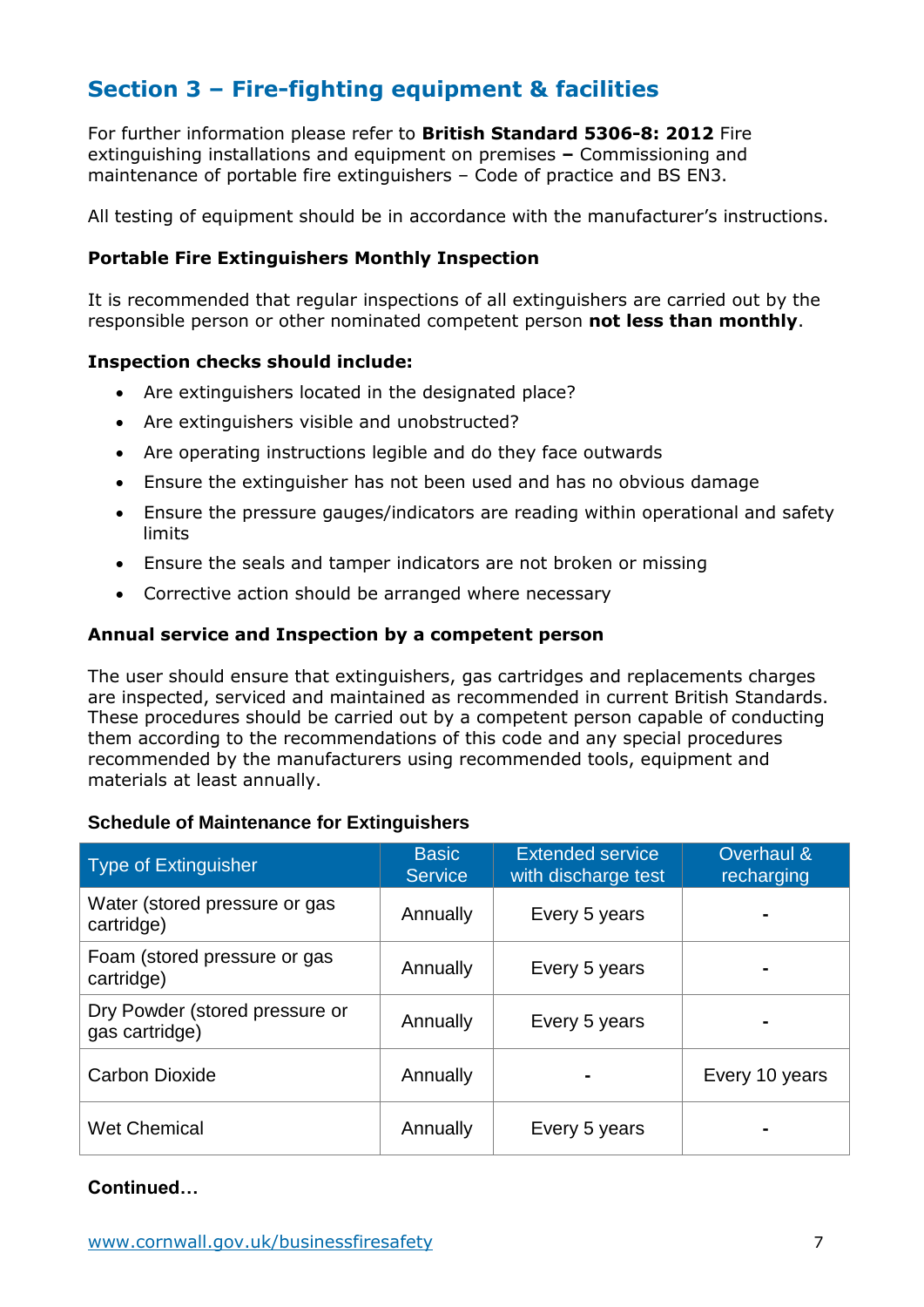## Section 3 – Fire-fighting equipment & facilities

For further information please refer to **British Standard 5306-8: 2012** Fire extinguishing installations and equipment on premises **–** Commissioning and maintenance of portable fire extinguishers – Code of practice and BS EN3.

All testing of equipment should be in accordance with the manufacturer's instructions.

### Portable Fire Extinguishers Monthly Inspection

It is recommended that regular inspections of all extinguishers are carried out by the responsible person or other nominated competent person **not less than monthly**.

**Inspection checks should include:**

- Are extinguishers located in the designated place?
- Are extinguishers visible and unobstructed?
- Are operating instructions legible and do they face outwards
- Ensure the extinguisher has not been used and has no obvious damage
- Ensure the pressure gauges/indicators are reading within operational and safety limits
- Ensure the seals and tamper indicators are not broken or missing
- Corrective action should be arranged where necessary

### Annual service and Inspection by a competent person

The user should ensure that extinguishers, gas cartridges and replacements charges are inspected, serviced and maintained as recommended in current British Standards. These procedures should be carried out by a competent person capable of conducting them according to the recommendations of this code and any special procedures recommended by the manufacturers using recommended tools, equipment and materials at least annually.

**Schedule of Maintenance for Extinguishers**

| Type of Extinguisher | Basic Service | Extended service with discharge test | Overhaul & recharging |
|---|---|---|---|
| Water (stored pressure or gas cartridge) | Annually | Every 5 years | - |
| Foam (stored pressure or gas cartridge) | Annually | Every 5 years | - |
| Dry Powder (stored pressure or gas cartridge) | Annually | Every 5 years | - |
| Carbon Dioxide | Annually | - | Every 10 years |
| Wet Chemical | Annually | Every 5 years | - |

**Continued…**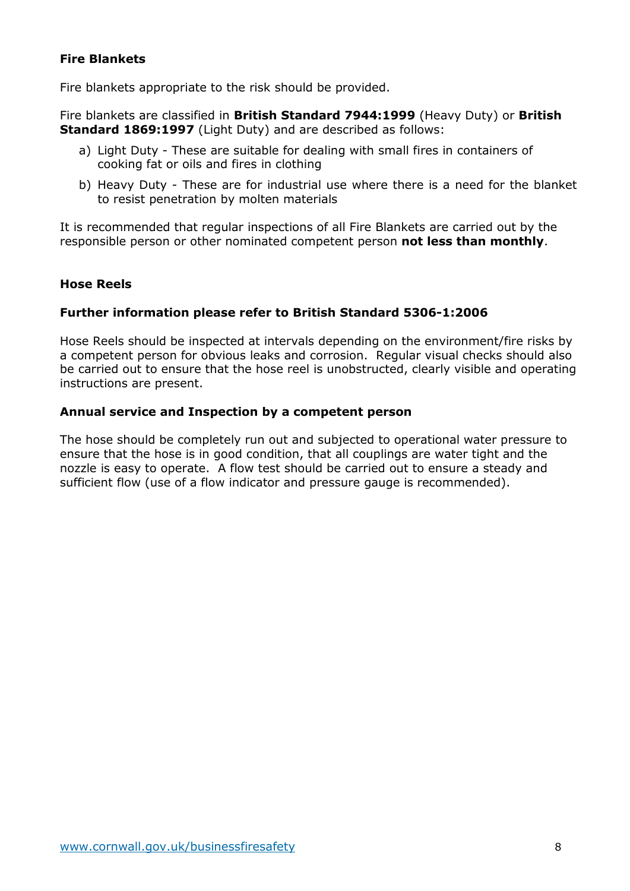**Fire Blankets**

Fire blankets appropriate to the risk should be provided.

Fire blankets are classified in **British Standard 7944:1999** (Heavy Duty) or **British Standard 1869:1997** (Light Duty) and are described as follows:

a) Light Duty - These are suitable for dealing with small fires in containers of cooking fat or oils and fires in clothing

b) Heavy Duty - These are for industrial use where there is a need for the blanket to resist penetration by molten materials

It is recommended that regular inspections of all Fire Blankets are carried out by the responsible person or other nominated competent person **not less than monthly**.

**Hose Reels**

**Further information please refer to British Standard 5306-1:2006**

Hose Reels should be inspected at intervals depending on the environment/fire risks by a competent person for obvious leaks and corrosion. Regular visual checks should also be carried out to ensure that the hose reel is unobstructed, clearly visible and operating instructions are present.

**Annual service and Inspection by a competent person**

The hose should be completely run out and subjected to operational water pressure to ensure that the hose is in good condition, that all couplings are water tight and the nozzle is easy to operate. A flow test should be carried out to ensure a steady and sufficient flow (use of a flow indicator and pressure gauge is recommended).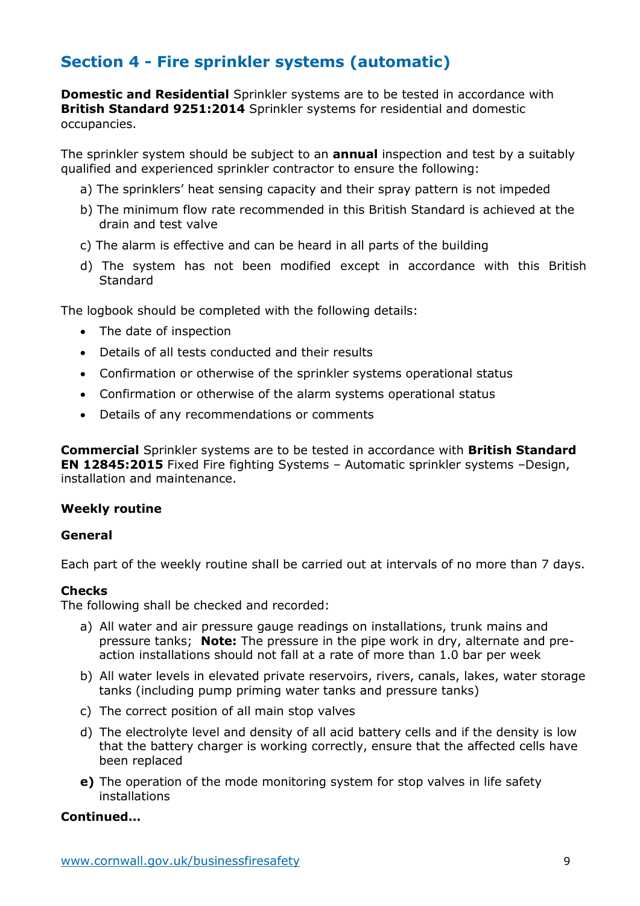## Section 4 - Fire sprinkler systems (automatic)

**Domestic and Residential** Sprinkler systems are to be tested in accordance with **British Standard 9251:2014** Sprinkler systems for residential and domestic occupancies.

The sprinkler system should be subject to an **annual** inspection and test by a suitably qualified and experienced sprinkler contractor to ensure the following:

a) The sprinklers' heat sensing capacity and their spray pattern is not impeded

b) The minimum flow rate recommended in this British Standard is achieved at the drain and test valve

c) The alarm is effective and can be heard in all parts of the building

d) The system has not been modified except in accordance with this British Standard

The logbook should be completed with the following details:

- The date of inspection
- Details of all tests conducted and their results
- Confirmation or otherwise of the sprinkler systems operational status
- Confirmation or otherwise of the alarm systems operational status
- Details of any recommendations or comments

**Commercial** Sprinkler systems are to be tested in accordance with **British Standard EN 12845:2015** Fixed Fire fighting Systems – Automatic sprinkler systems –Design, installation and maintenance.

**Weekly routine**

**General**

Each part of the weekly routine shall be carried out at intervals of no more than 7 days.

**Checks**

The following shall be checked and recorded:

a) All water and air pressure gauge readings on installations, trunk mains and pressure tanks; **Note:** The pressure in the pipe work in dry, alternate and pre-action installations should not fall at a rate of more than 1.0 bar per week

b) All water levels in elevated private reservoirs, rivers, canals, lakes, water storage tanks (including pump priming water tanks and pressure tanks)

c) The correct position of all main stop valves

d) The electrolyte level and density of all acid battery cells and if the density is low that the battery charger is working correctly, ensure that the affected cells have been replaced

**e)** The operation of the mode monitoring system for stop valves in life safety installations

**Continued…**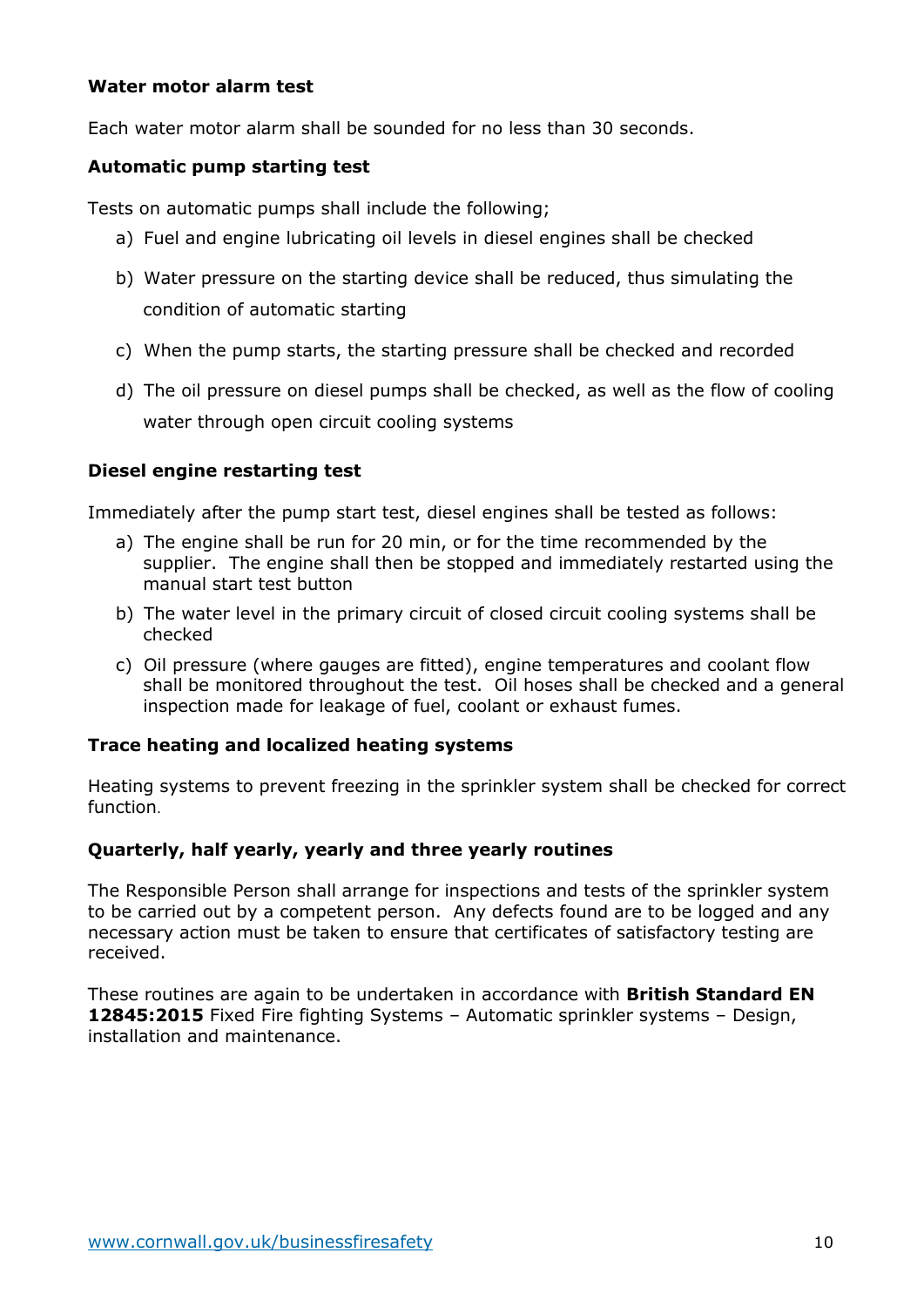**Water motor alarm test**

Each water motor alarm shall be sounded for no less than 30 seconds.

**Automatic pump starting test**

Tests on automatic pumps shall include the following;

a) Fuel and engine lubricating oil levels in diesel engines shall be checked
b) Water pressure on the starting device shall be reduced, thus simulating the condition of automatic starting
c) When the pump starts, the starting pressure shall be checked and recorded
d) The oil pressure on diesel pumps shall be checked, as well as the flow of cooling water through open circuit cooling systems

**Diesel engine restarting test**

Immediately after the pump start test, diesel engines shall be tested as follows:

a) The engine shall be run for 20 min, or for the time recommended by the supplier. The engine shall then be stopped and immediately restarted using the manual start test button
b) The water level in the primary circuit of closed circuit cooling systems shall be checked
c) Oil pressure (where gauges are fitted), engine temperatures and coolant flow shall be monitored throughout the test. Oil hoses shall be checked and a general inspection made for leakage of fuel, coolant or exhaust fumes.

**Trace heating and localized heating systems**

Heating systems to prevent freezing in the sprinkler system shall be checked for correct function.

**Quarterly, half yearly, yearly and three yearly routines**

The Responsible Person shall arrange for inspections and tests of the sprinkler system to be carried out by a competent person. Any defects found are to be logged and any necessary action must be taken to ensure that certificates of satisfactory testing are received.

These routines are again to be undertaken in accordance with **British Standard EN 12845:2015** Fixed Fire fighting Systems – Automatic sprinkler systems – Design, installation and maintenance.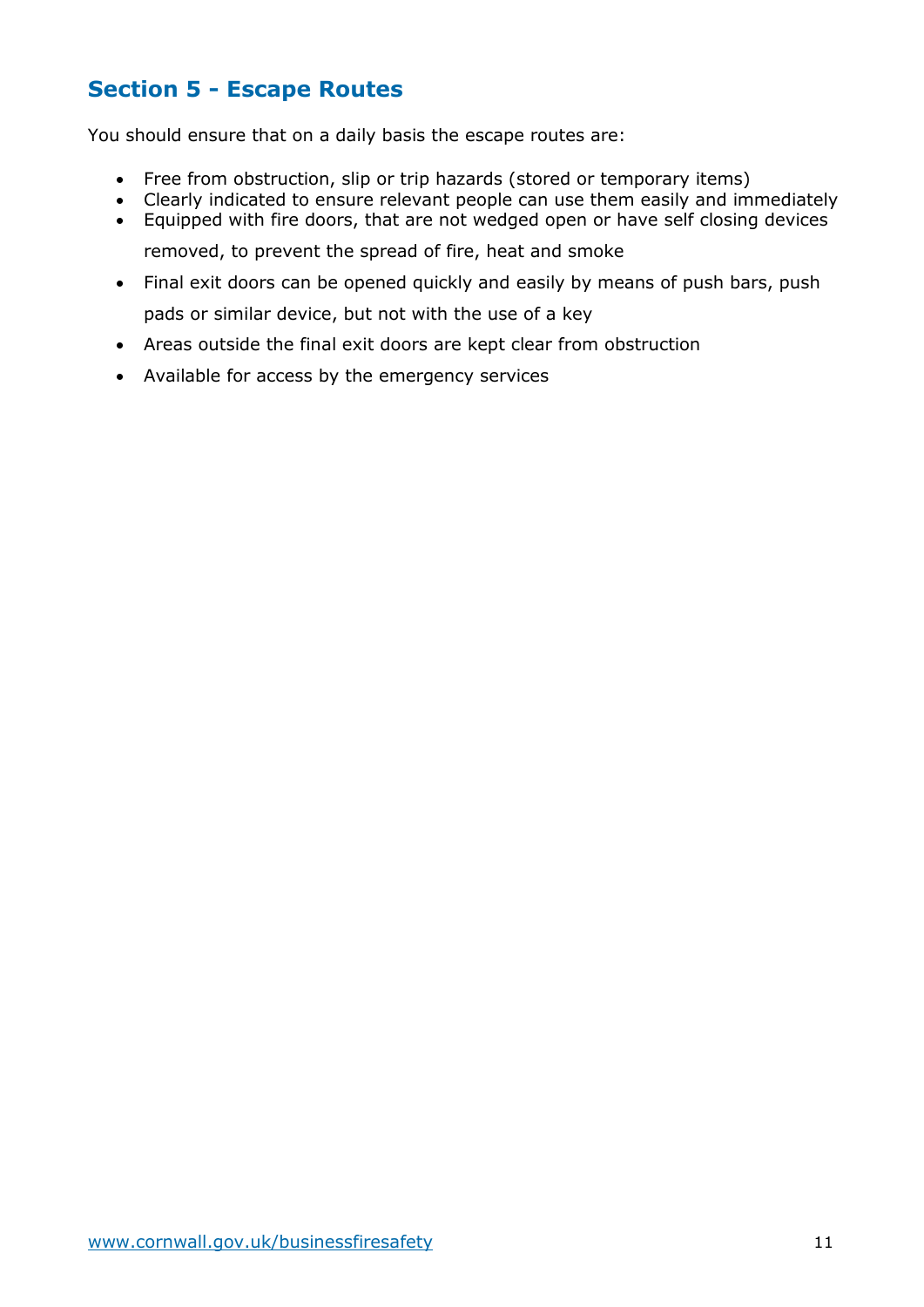## Section 5 - Escape Routes

You should ensure that on a daily basis the escape routes are:

- Free from obstruction, slip or trip hazards (stored or temporary items)
- Clearly indicated to ensure relevant people can use them easily and immediately
- Equipped with fire doors, that are not wedged open or have self closing devices removed, to prevent the spread of fire, heat and smoke
- Final exit doors can be opened quickly and easily by means of push bars, push pads or similar device, but not with the use of a key
- Areas outside the final exit doors are kept clear from obstruction
- Available for access by the emergency services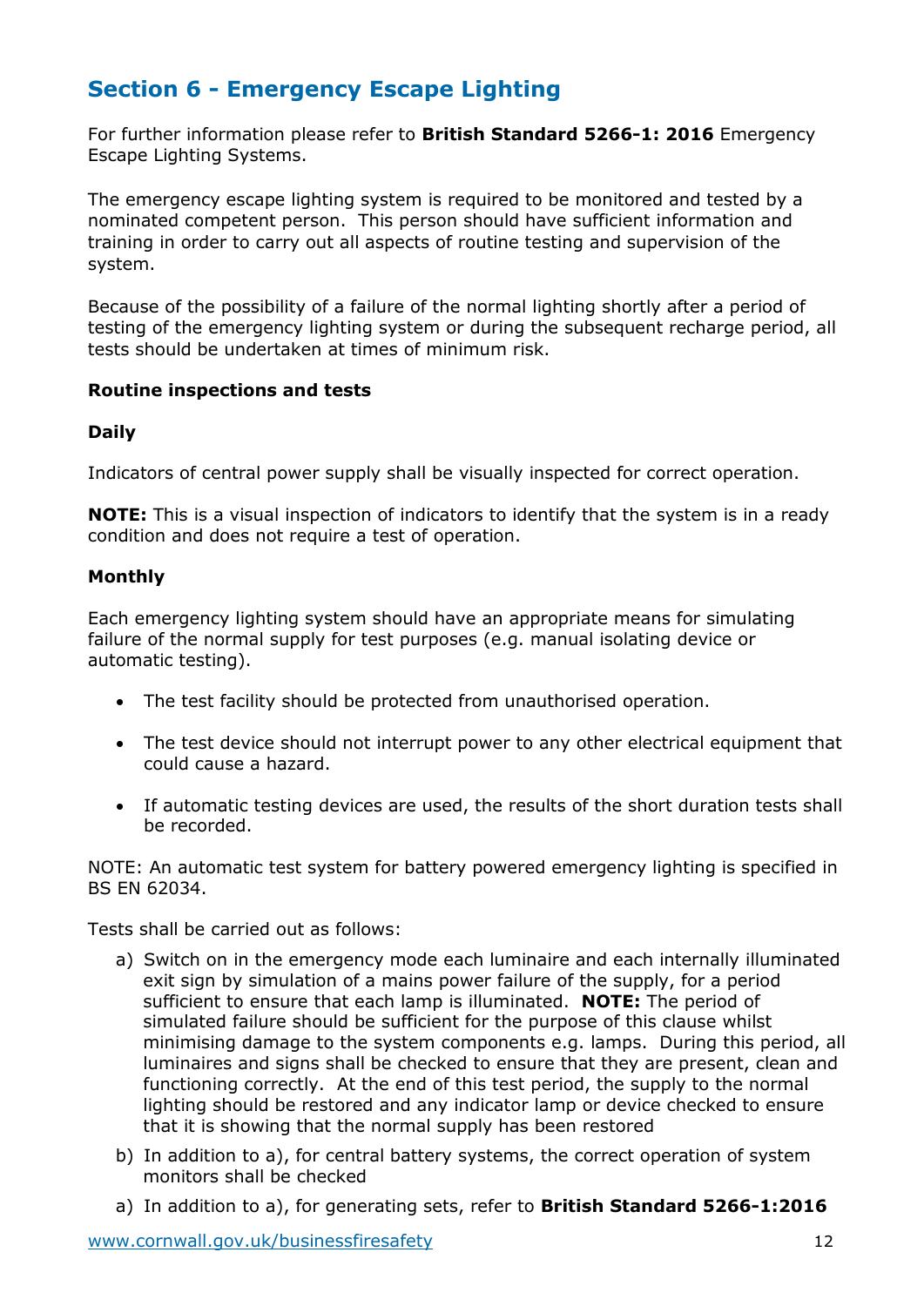## Section 6 - Emergency Escape Lighting

For further information please refer to **British Standard 5266-1: 2016** Emergency Escape Lighting Systems.

The emergency escape lighting system is required to be monitored and tested by a nominated competent person. This person should have sufficient information and training in order to carry out all aspects of routine testing and supervision of the system.

Because of the possibility of a failure of the normal lighting shortly after a period of testing of the emergency lighting system or during the subsequent recharge period, all tests should be undertaken at times of minimum risk.

**Routine inspections and tests**

**Daily**

Indicators of central power supply shall be visually inspected for correct operation.

**NOTE:** This is a visual inspection of indicators to identify that the system is in a ready condition and does not require a test of operation.

**Monthly**

Each emergency lighting system should have an appropriate means for simulating failure of the normal supply for test purposes (e.g. manual isolating device or automatic testing).

- The test facility should be protected from unauthorised operation.
- The test device should not interrupt power to any other electrical equipment that could cause a hazard.
- If automatic testing devices are used, the results of the short duration tests shall be recorded.

NOTE: An automatic test system for battery powered emergency lighting is specified in BS EN 62034.

Tests shall be carried out as follows:

a) Switch on in the emergency mode each luminaire and each internally illuminated exit sign by simulation of a mains power failure of the supply, for a period sufficient to ensure that each lamp is illuminated. **NOTE:** The period of simulated failure should be sufficient for the purpose of this clause whilst minimising damage to the system components e.g. lamps. During this period, all luminaires and signs shall be checked to ensure that they are present, clean and functioning correctly. At the end of this test period, the supply to the normal lighting should be restored and any indicator lamp or device checked to ensure that it is showing that the normal supply has been restored

b) In addition to a), for central battery systems, the correct operation of system monitors shall be checked

a) In addition to a), for generating sets, refer to **British Standard 5266-1:2016**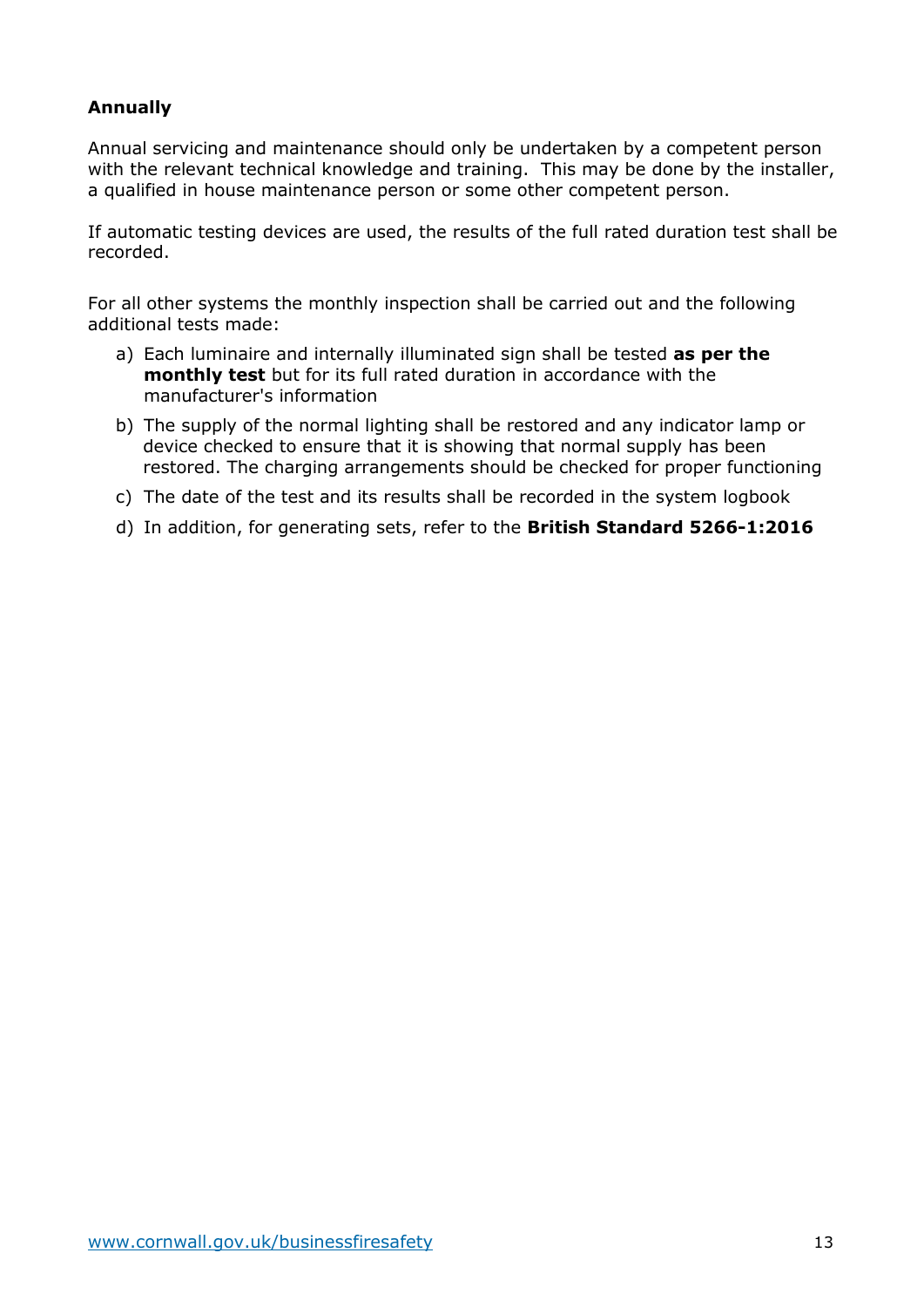### Annually

Annual servicing and maintenance should only be undertaken by a competent person with the relevant technical knowledge and training. This may be done by the installer, a qualified in house maintenance person or some other competent person.

If automatic testing devices are used, the results of the full rated duration test shall be recorded.

For all other systems the monthly inspection shall be carried out and the following additional tests made:

a) Each luminaire and internally illuminated sign shall be tested **as per the monthly test** but for its full rated duration in accordance with the manufacturer's information

b) The supply of the normal lighting shall be restored and any indicator lamp or device checked to ensure that it is showing that normal supply has been restored. The charging arrangements should be checked for proper functioning

c) The date of the test and its results shall be recorded in the system logbook

d) In addition, for generating sets, refer to the **British Standard 5266-1:2016**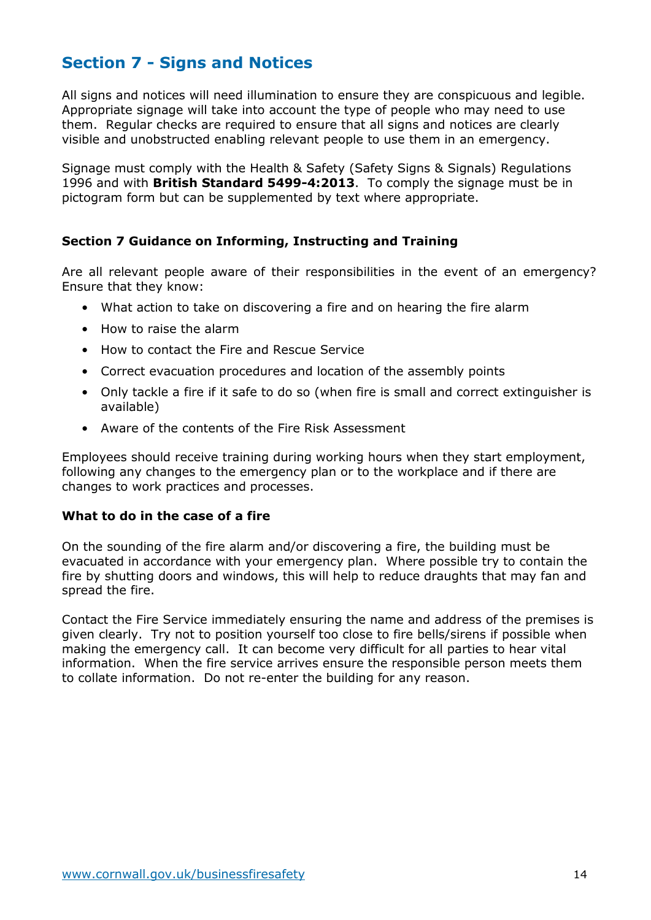## Section 7 - Signs and Notices

All signs and notices will need illumination to ensure they are conspicuous and legible. Appropriate signage will take into account the type of people who may need to use them. Regular checks are required to ensure that all signs and notices are clearly visible and unobstructed enabling relevant people to use them in an emergency.

Signage must comply with the Health & Safety (Safety Signs & Signals) Regulations 1996 and with **British Standard 5499-4:2013**. To comply the signage must be in pictogram form but can be supplemented by text where appropriate.

### Section 7 Guidance on Informing, Instructing and Training

Are all relevant people aware of their responsibilities in the event of an emergency? Ensure that they know:

- What action to take on discovering a fire and on hearing the fire alarm
- How to raise the alarm
- How to contact the Fire and Rescue Service
- Correct evacuation procedures and location of the assembly points
- Only tackle a fire if it safe to do so (when fire is small and correct extinguisher is available)
- Aware of the contents of the Fire Risk Assessment

Employees should receive training during working hours when they start employment, following any changes to the emergency plan or to the workplace and if there are changes to work practices and processes.

### What to do in the case of a fire

On the sounding of the fire alarm and/or discovering a fire, the building must be evacuated in accordance with your emergency plan. Where possible try to contain the fire by shutting doors and windows, this will help to reduce draughts that may fan and spread the fire.

Contact the Fire Service immediately ensuring the name and address of the premises is given clearly. Try not to position yourself too close to fire bells/sirens if possible when making the emergency call. It can become very difficult for all parties to hear vital information. When the fire service arrives ensure the responsible person meets them to collate information. Do not re-enter the building for any reason.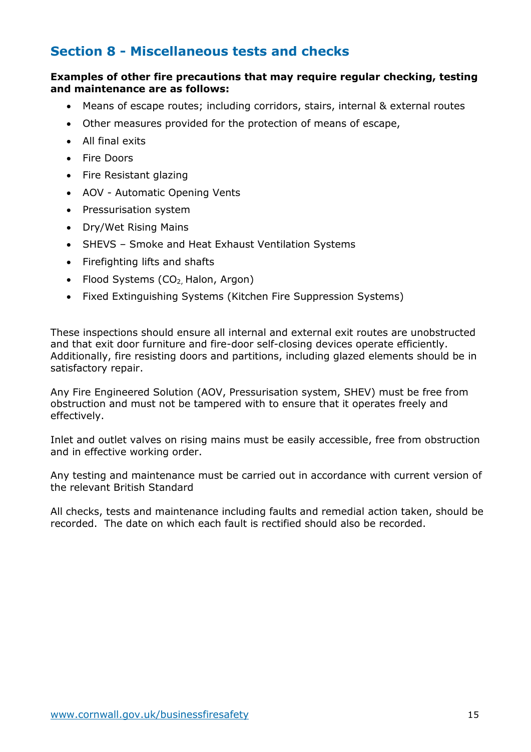## Section 8 - Miscellaneous tests and checks

**Examples of other fire precautions that may require regular checking, testing and maintenance are as follows:**

- Means of escape routes; including corridors, stairs, internal & external routes
- Other measures provided for the protection of means of escape,
- All final exits
- Fire Doors
- Fire Resistant glazing
- AOV - Automatic Opening Vents
- Pressurisation system
- Dry/Wet Rising Mains
- SHEVS – Smoke and Heat Exhaust Ventilation Systems
- Firefighting lifts and shafts
- Flood Systems ($CO_2$, Halon, Argon)
- Fixed Extinguishing Systems (Kitchen Fire Suppression Systems)

These inspections should ensure all internal and external exit routes are unobstructed and that exit door furniture and fire-door self-closing devices operate efficiently. Additionally, fire resisting doors and partitions, including glazed elements should be in satisfactory repair.

Any Fire Engineered Solution (AOV, Pressurisation system, SHEV) must be free from obstruction and must not be tampered with to ensure that it operates freely and effectively.

Inlet and outlet valves on rising mains must be easily accessible, free from obstruction and in effective working order.

Any testing and maintenance must be carried out in accordance with current version of the relevant British Standard

All checks, tests and maintenance including faults and remedial action taken, should be recorded. The date on which each fault is rectified should also be recorded.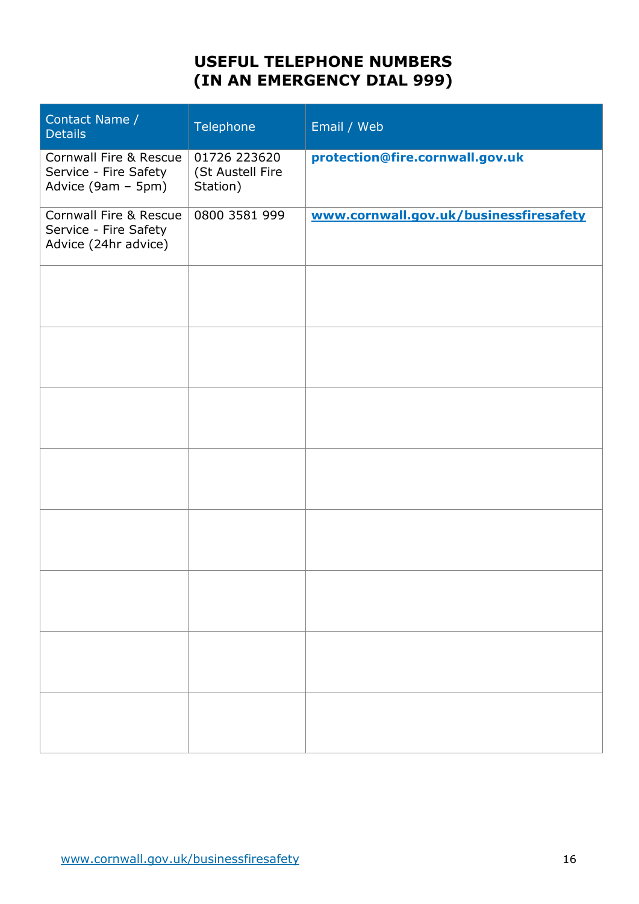# USEFUL TELEPHONE NUMBERS
# (IN AN EMERGENCY DIAL 999)

| Contact Name / Details | Telephone | Email / Web |
|---|---|---|
| Cornwall Fire & Rescue Service - Fire Safety Advice (9am – 5pm) | 01726 223620 (St Austell Fire Station) | **protection@fire.cornwall.gov.uk** |
| Cornwall Fire & Rescue Service - Fire Safety Advice (24hr advice) | 0800 3581 999 | **www.cornwall.gov.uk/businessfiresafety** |
| | | |
| | | |
| | | |
| | | |
| | | |
| | | |
| | | |
| | | |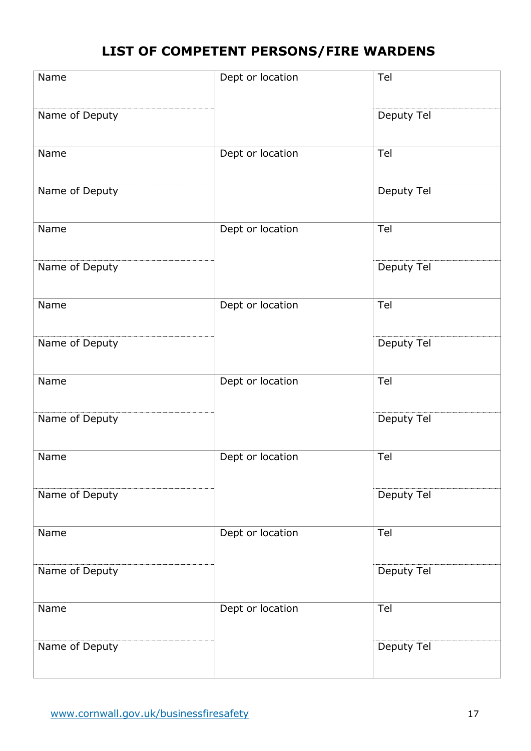# LIST OF COMPETENT PERSONS/FIRE WARDENS

| Name | Dept or location | Tel |
|---|---|---|
| Name of Deputy | | Deputy Tel |
| Name | Dept or location | Tel |
| Name of Deputy | | Deputy Tel |
| Name | Dept or location | Tel |
| Name of Deputy | | Deputy Tel |
| Name | Dept or location | Tel |
| Name of Deputy | | Deputy Tel |
| Name | Dept or location | Tel |
| Name of Deputy | | Deputy Tel |
| Name | Dept or location | Tel |
| Name of Deputy | | Deputy Tel |
| Name | Dept or location | Tel |
| Name of Deputy | | Deputy Tel |
| Name | Dept or location | Tel |
| Name of Deputy | | Deputy Tel |

www.cornwall.gov.uk/businessfiresafety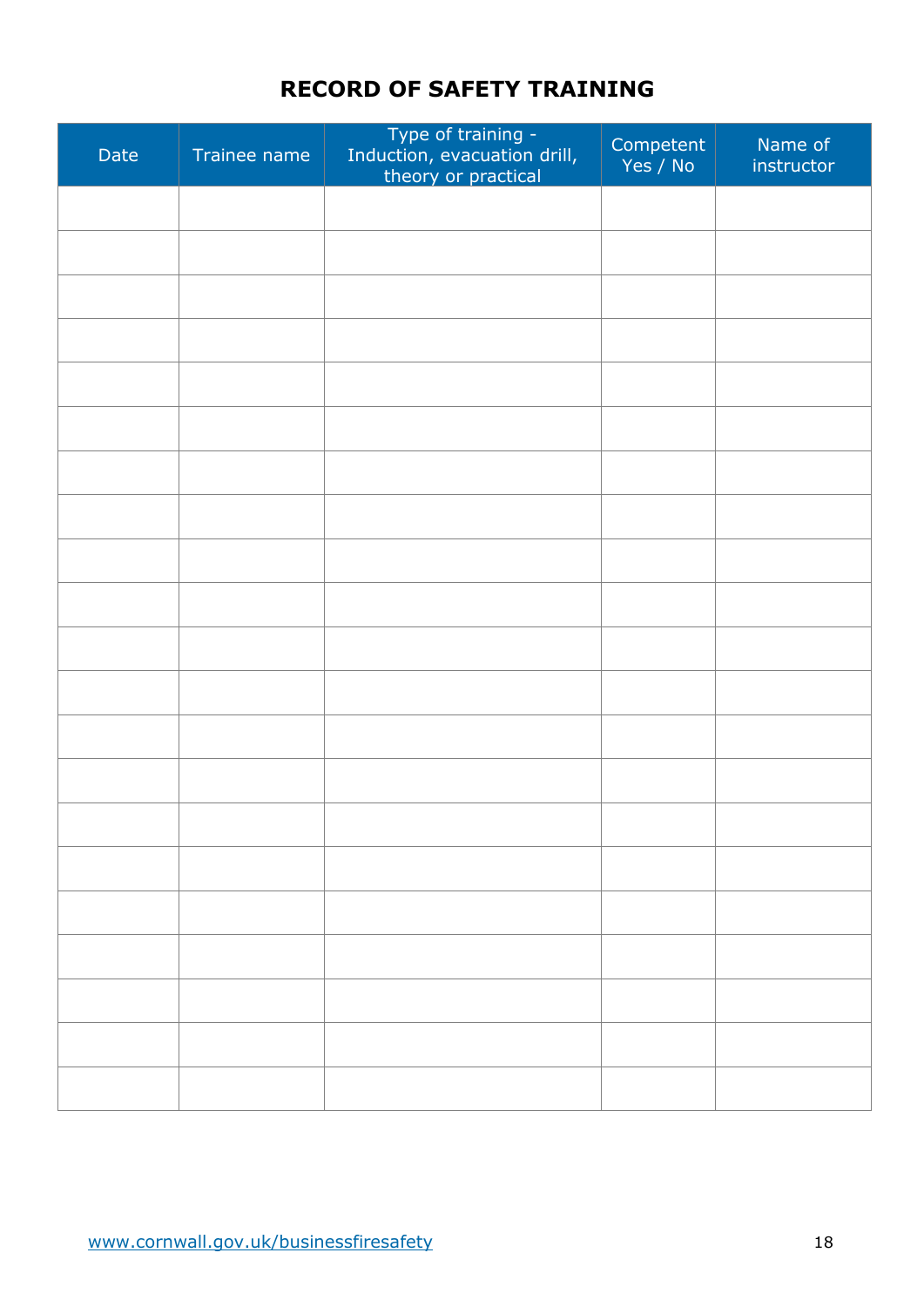# RECORD OF SAFETY TRAINING

| Date | Trainee name | Type of training - Induction, evacuation drill, theory or practical | Competent Yes / No | Name of instructor |
|---|---|---|---|---|
| | | | | |
| | | | | |
| | | | | |
| | | | | |
| | | | | |
| | | | | |
| | | | | |
| | | | | |
| | | | | |
| | | | | |
| | | | | |
| | | | | |
| | | | | |
| | | | | |
| | | | | |
| | | | | |
| | | | | |
| | | | | |
| | | | | |
| | | | | |
| | | | | |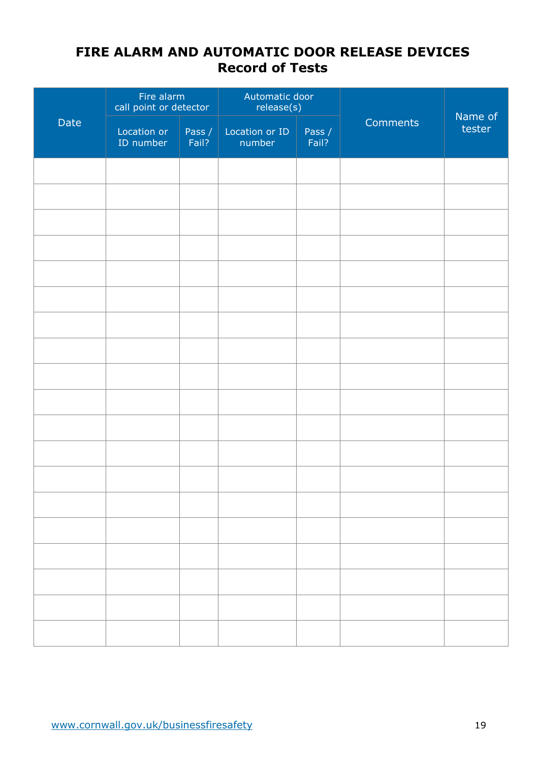# FIRE ALARM AND AUTOMATIC DOOR RELEASE DEVICES
## Record of Tests

| Date | Fire alarm call point or detector | | Automatic door release(s) | | Comments | Name of tester |
|---|---|---|---|---|---|---|
| | Location or ID number | Pass / Fail? | Location or ID number | Pass / Fail? | | |
| | | | | | | |
| | | | | | | |
| | | | | | | |
| | | | | | | |
| | | | | | | |
| | | | | | | |
| | | | | | | |
| | | | | | | |
| | | | | | | |
| | | | | | | |
| | | | | | | |
| | | | | | | |
| | | | | | | |
| | | | | | | |
| | | | | | | |
| | | | | | | |
| | | | | | | |
| | | | | | | |
| | | | | | | |

www.cornwall.gov.uk/businessfiresafety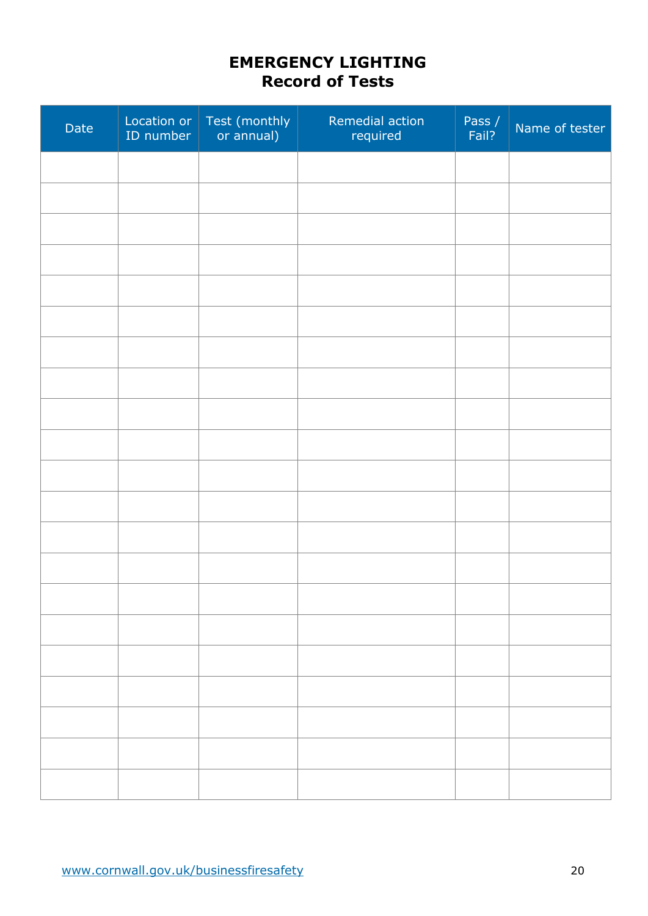# EMERGENCY LIGHTING
## Record of Tests

| Date | Location or ID number | Test (monthly or annual) | Remedial action required | Pass / Fail? | Name of tester |
|---|---|---|---|---|---|
| | | | | | |
| | | | | | |
| | | | | | |
| | | | | | |
| | | | | | |
| | | | | | |
| | | | | | |
| | | | | | |
| | | | | | |
| | | | | | |
| | | | | | |
| | | | | | |
| | | | | | |
| | | | | | |
| | | | | | |
| | | | | | |
| | | | | | |
| | | | | | |
| | | | | | |
| | | | | | |
| | | | | | |

www.cornwall.gov.uk/businessfiresafety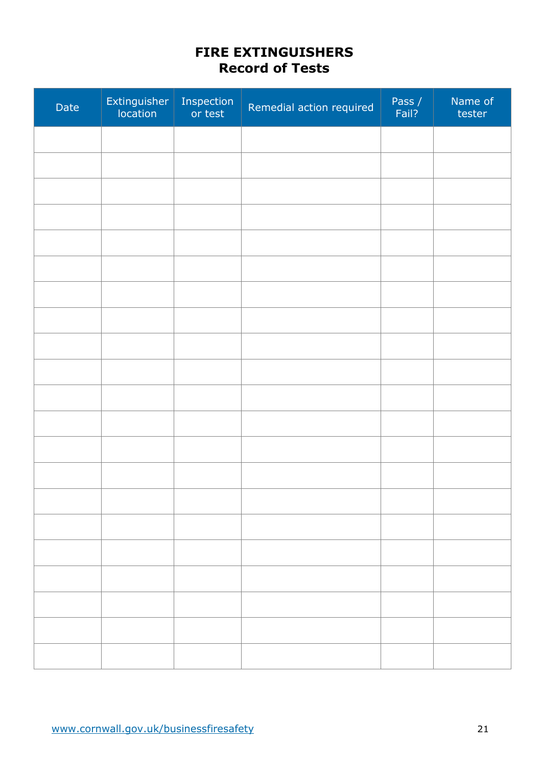# FIRE EXTINGUISHERS
## Record of Tests

| Date | Extinguisher location | Inspection or test | Remedial action required | Pass / Fail? | Name of tester |
|---|---|---|---|---|---|
| | | | | | |
| | | | | | |
| | | | | | |
| | | | | | |
| | | | | | |
| | | | | | |
| | | | | | |
| | | | | | |
| | | | | | |
| | | | | | |
| | | | | | |
| | | | | | |
| | | | | | |
| | | | | | |
| | | | | | |
| | | | | | |
| | | | | | |
| | | | | | |
| | | | | | |
| | | | | | |
| | | | | | |

www.cornwall.gov.uk/businessfiresafety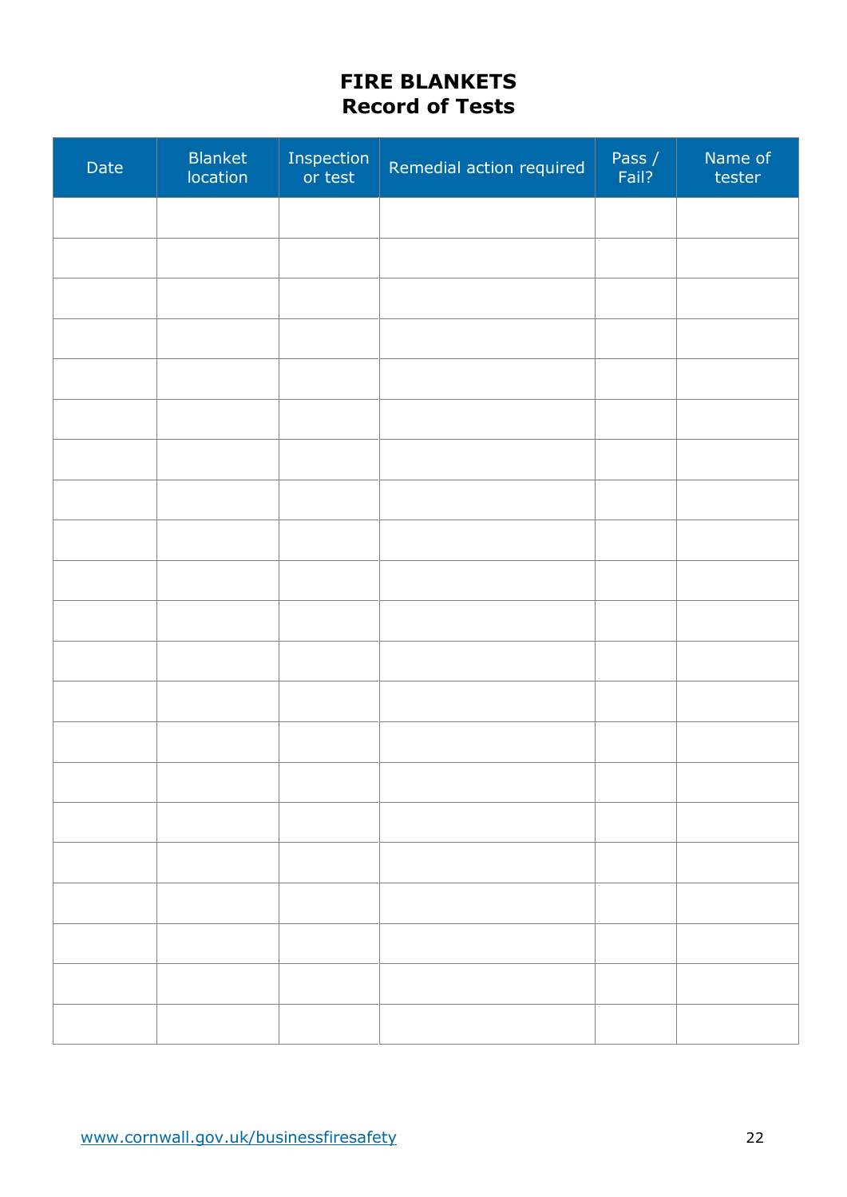# FIRE BLANKETS
## Record of Tests

| Date | Blanket location | Inspection or test | Remedial action required | Pass / Fail? | Name of tester |
|---|---|---|---|---|---|
| | | | | | |
| | | | | | |
| | | | | | |
| | | | | | |
| | | | | | |
| | | | | | |
| | | | | | |
| | | | | | |
| | | | | | |
| | | | | | |
| | | | | | |
| | | | | | |
| | | | | | |
| | | | | | |
| | | | | | |
| | | | | | |
| | | | | | |
| | | | | | |
| | | | | | |
| | | | | | |
| | | | | | |

www.cornwall.gov.uk/businessfiresafety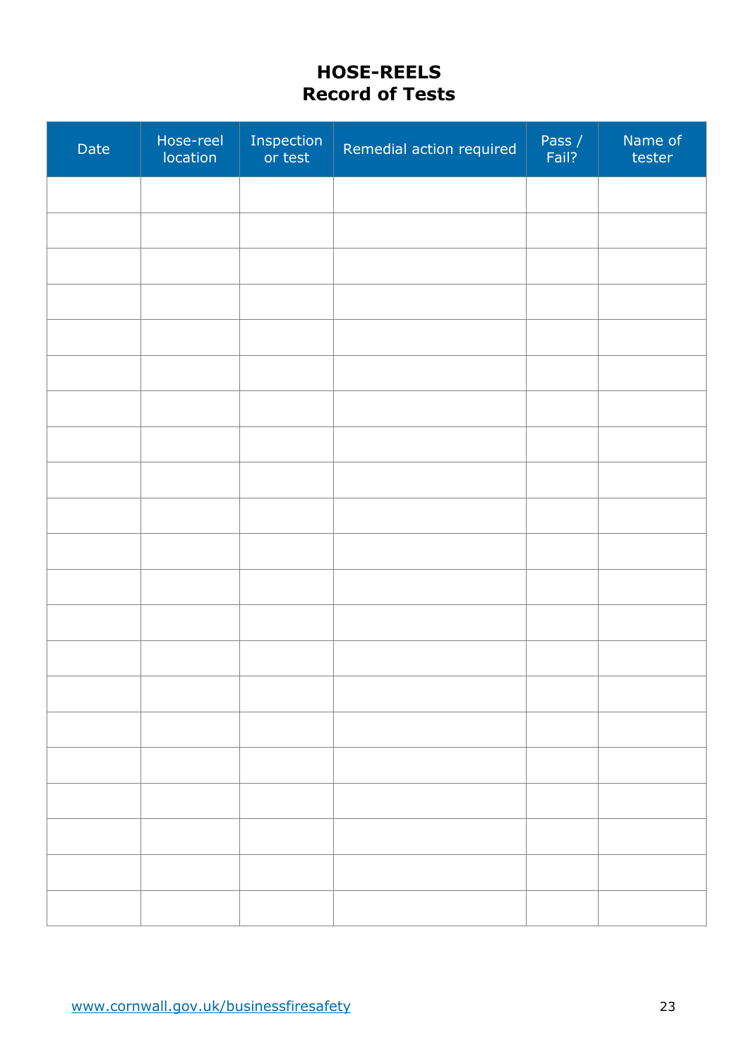# HOSE-REELS
## Record of Tests

| Date | Hose-reel location | Inspection or test | Remedial action required | Pass / Fail? | Name of tester |
|---|---|---|---|---|---|
| | | | | | |
| | | | | | |
| | | | | | |
| | | | | | |
| | | | | | |
| | | | | | |
| | | | | | |
| | | | | | |
| | | | | | |
| | | | | | |
| | | | | | |
| | | | | | |
| | | | | | |
| | | | | | |
| | | | | | |
| | | | | | |
| | | | | | |
| | | | | | |
| | | | | | |
| | | | | | |
| | | | | | |

www.cornwall.gov.uk/businessfiresafety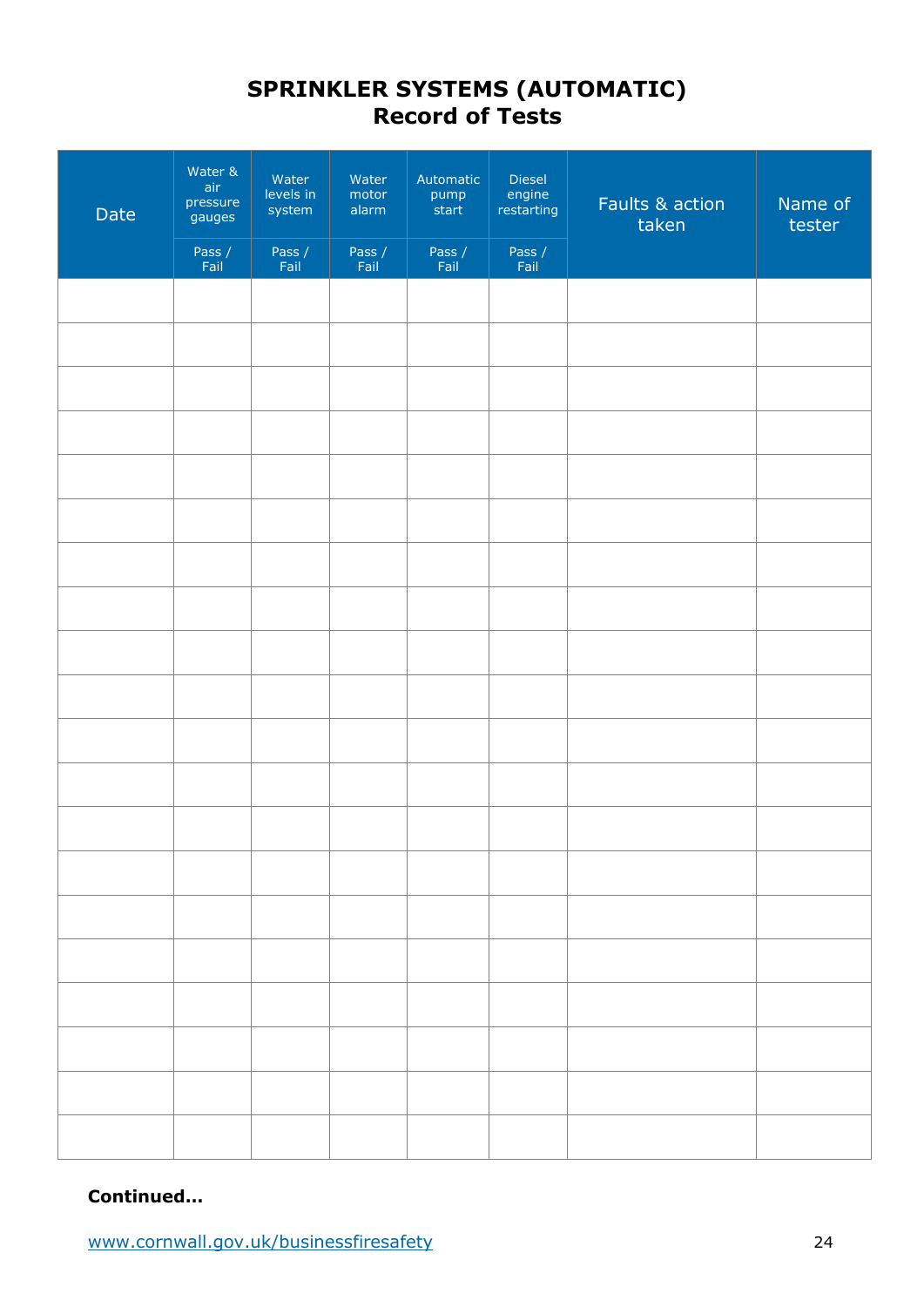# SPRINKLER SYSTEMS (AUTOMATIC)
## Record of Tests

| Date | Water & air pressure gauges | Water levels in system | Water motor alarm | Automatic pump start | Diesel engine restarting | Faults & action taken | Name of tester |
|---|---|---|---|---|---|---|---|
| | Pass / Fail | Pass / Fail | Pass / Fail | Pass / Fail | Pass / Fail | | |
| | | | | | | | |
| | | | | | | | |
| | | | | | | | |
| | | | | | | | |
| | | | | | | | |
| | | | | | | | |
| | | | | | | | |
| | | | | | | | |
| | | | | | | | |
| | | | | | | | |
| | | | | | | | |
| | | | | | | | |
| | | | | | | | |
| | | | | | | | |
| | | | | | | | |
| | | | | | | | |
| | | | | | | | |
| | | | | | | | |
| | | | | | | | |
| | | | | | | | |

**Continued…**

www.cornwall.gov.uk/businessfiresafety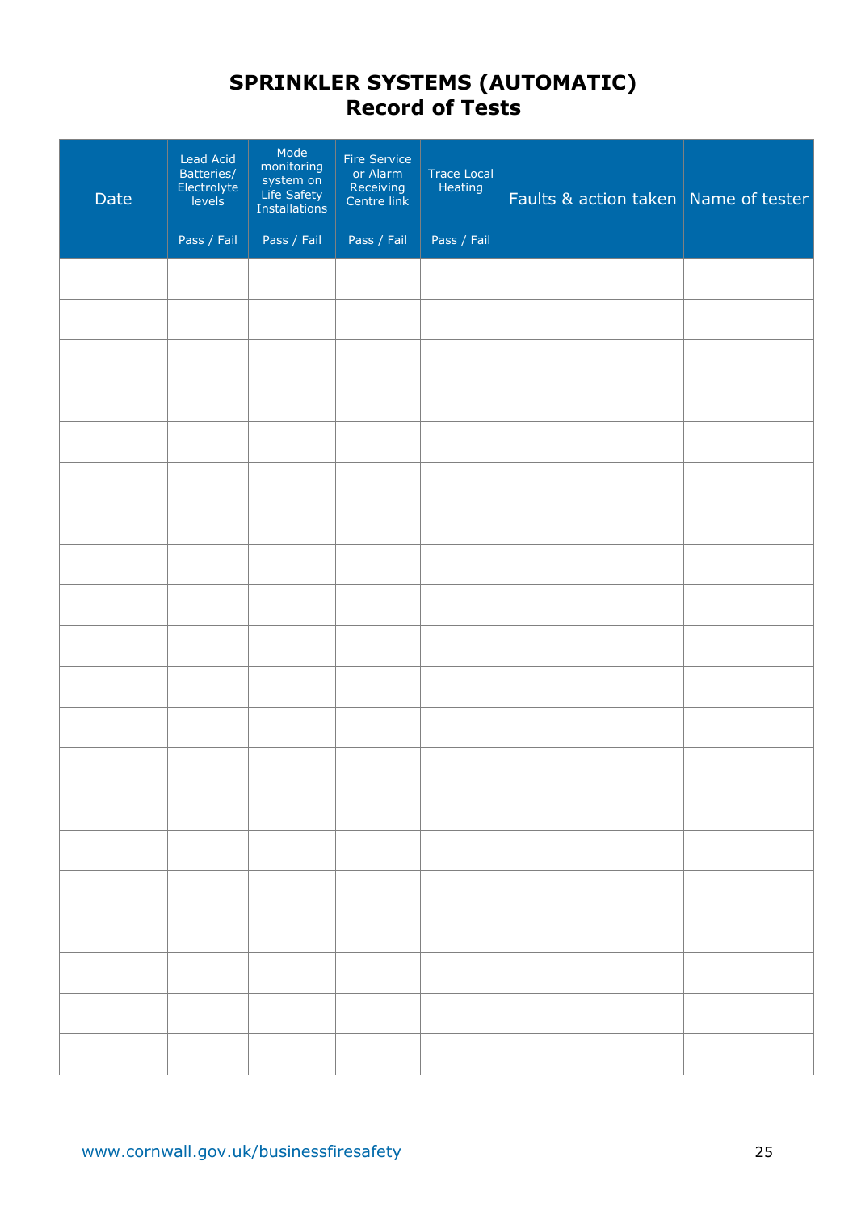# SPRINKLER SYSTEMS (AUTOMATIC)
## Record of Tests

| Date | Lead Acid Batteries/ Electrolyte levels | Mode monitoring system on Life Safety Installations | Fire Service or Alarm Receiving Centre link | Trace Local Heating | Faults & action taken | Name of tester |
|---|---|---|---|---|---|---|
| | Pass / Fail | Pass / Fail | Pass / Fail | Pass / Fail | | |
| | | | | | | |
| | | | | | | |
| | | | | | | |
| | | | | | | |
| | | | | | | |
| | | | | | | |
| | | | | | | |
| | | | | | | |
| | | | | | | |
| | | | | | | |
| | | | | | | |
| | | | | | | |
| | | | | | | |
| | | | | | | |
| | | | | | | |
| | | | | | | |
| | | | | | | |
| | | | | | | |
| | | | | | | |
| | | | | | | |

www.cornwall.gov.uk/businessfiresafety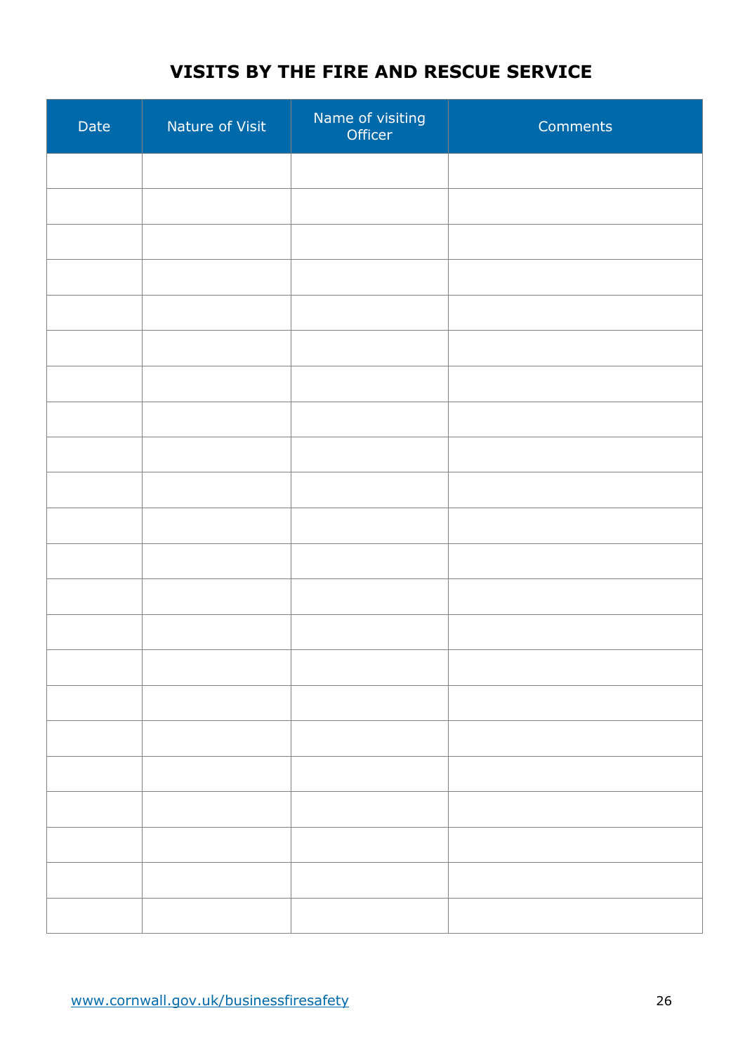## VISITS BY THE FIRE AND RESCUE SERVICE

| Date | Nature of Visit | Name of visiting Officer | Comments |
| --- | --- | --- | --- |
| | | | |
| | | | |
| | | | |
| | | | |
| | | | |
| | | | |
| | | | |
| | | | |
| | | | |
| | | | |
| | | | |
| | | | |
| | | | |
| | | | |
| | | | |
| | | | |
| | | | |
| | | | |
| | | | |
| | | | |
| | | | |
| | | | |

www.cornwall.gov.uk/businessfiresafety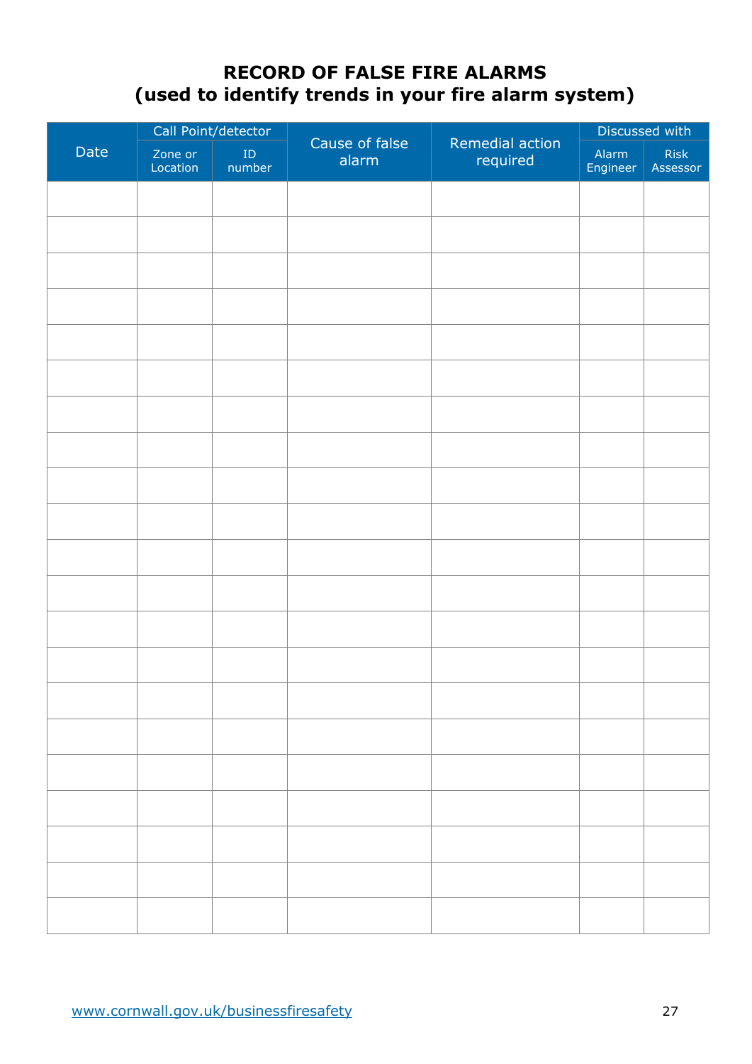## RECORD OF FALSE FIRE ALARMS
## (used to identify trends in your fire alarm system)

| Date | Call Point/detector | | Cause of false alarm | Remedial action required | Discussed with | |
|---|---|---|---|---|---|---|
| | Zone or Location | ID number | | | Alarm Engineer | Risk Assessor |
| | | | | | | |
| | | | | | | |
| | | | | | | |
| | | | | | | |
| | | | | | | |
| | | | | | | |
| | | | | | | |
| | | | | | | |
| | | | | | | |
| | | | | | | |
| | | | | | | |
| | | | | | | |
| | | | | | | |
| | | | | | | |
| | | | | | | |
| | | | | | | |
| | | | | | | |
| | | | | | | |
| | | | | | | |
| | | | | | | |
| | | | | | | |

www.cornwall.gov.uk/businessfiresafety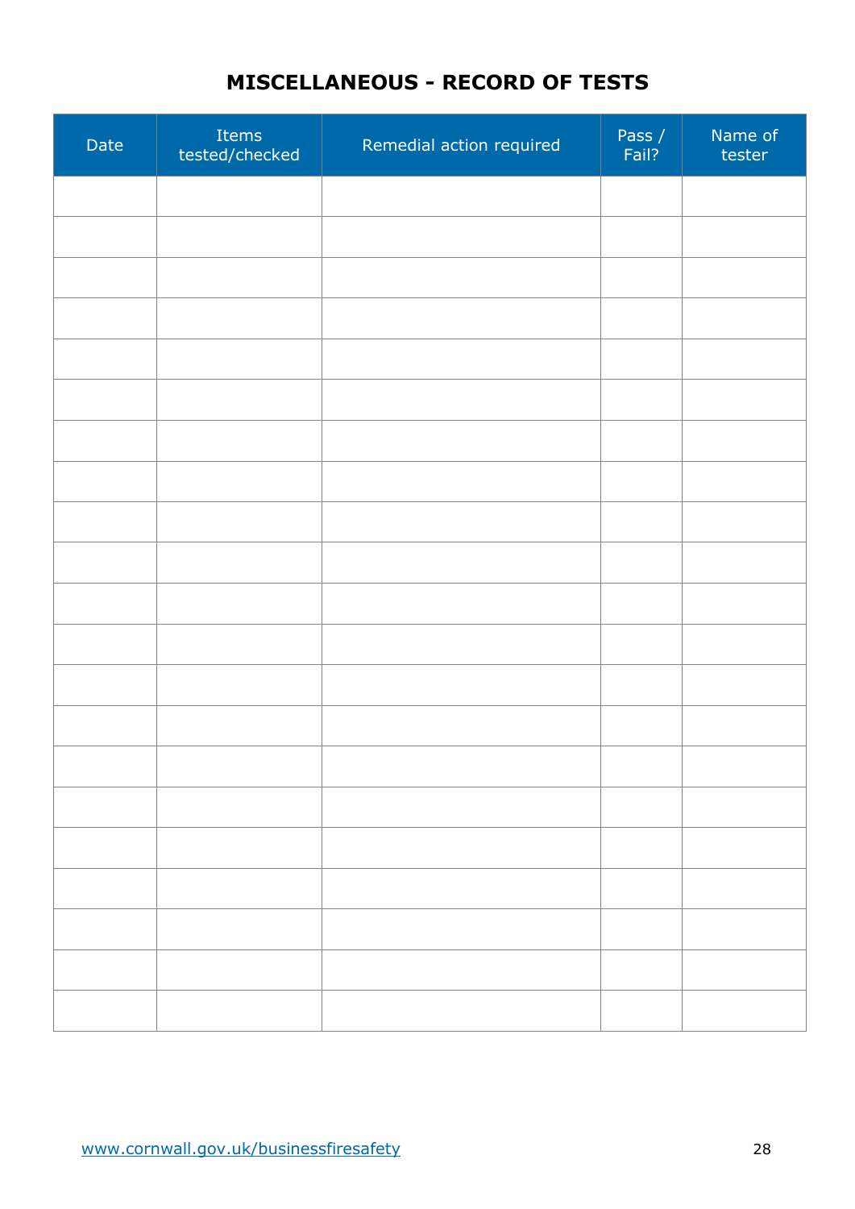# MISCELLANEOUS - RECORD OF TESTS

| Date | Items tested/checked | Remedial action required | Pass / Fail? | Name of tester |
|---|---|---|---|---|
| | | | | |
| | | | | |
| | | | | |
| | | | | |
| | | | | |
| | | | | |
| | | | | |
| | | | | |
| | | | | |
| | | | | |
| | | | | |
| | | | | |
| | | | | |
| | | | | |
| | | | | |
| | | | | |
| | | | | |
| | | | | |
| | | | | |
| | | | | |
| | | | | |

www.cornwall.gov.uk/businessfiresafety